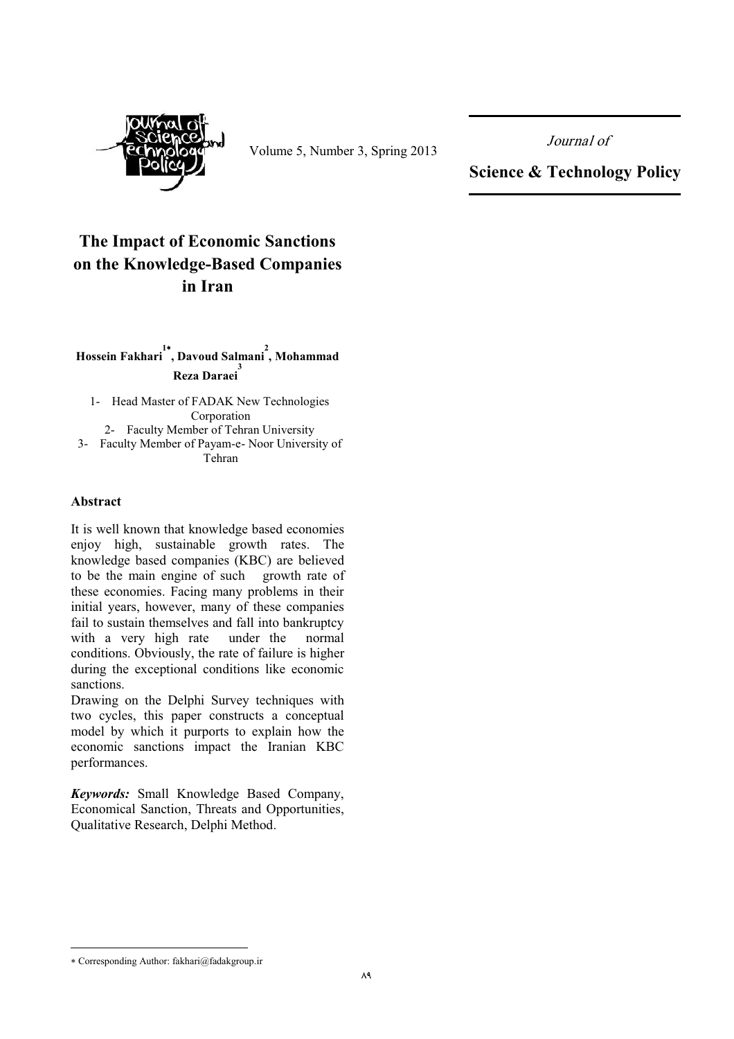# The Impact of Economic Sanctions on the Knowledge-Based Companies in Iran

**Hossein Fakhari[1*], Davoud Salmani[2], Mohammad Reza Daraei[3]**

1- Head Master of FADAK New Technologies Corporation
2- Faculty Member of Tehran University
3- Faculty Member of Payam-e- Noor University of Tehran

### Abstract

It is well known that knowledge based economies enjoy high, sustainable growth rates. The knowledge based companies (KBC) are believed to be the main engine of such growth rate of these economies. Facing many problems in their initial years, however, many of these companies fail to sustain themselves and fall into bankruptcy with a very high rate under the normal conditions. Obviously, the rate of failure is higher during the exceptional conditions like economic sanctions.

Drawing on the Delphi Survey techniques with two cycles, this paper constructs a conceptual model by which it purports to explain how the economic sanctions impact the Iranian KBC performances.

***Keywords:*** Small Knowledge Based Company, Economical Sanction, Threats and Opportunities, Qualitative Research, Delphi Method.

---

* Corresponding Author: fakhari@fadakgroup.ir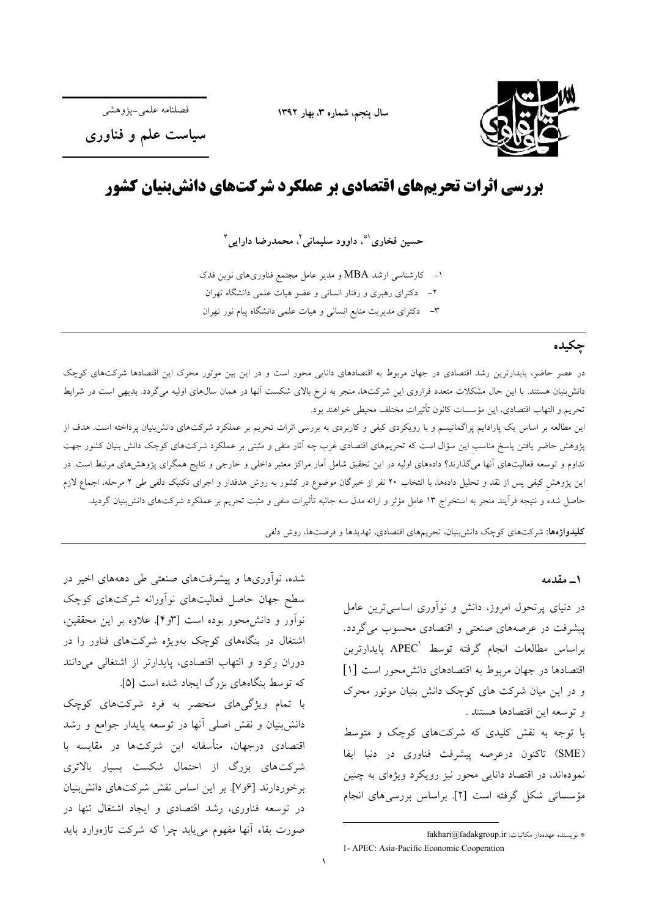فصلنامه علمی-پژوهشی

**سیاست علم و فناوری**

سال پنجم، شماره ۳، بهار ۱۳۹۲

# بررسی اثرات تحریم‌های اقتصادی بر عملکرد شرکت‌های دانش‌بنیان کشور

**حسین فخاری[1]*، داوود سلیمانی[2]، محمدرضا دارایی[3]**

۱- کارشناسی ارشد MBA و مدیر عامل مجتمع فناوری‌های نوین فدک
۲- دکترای رهبری و رفتار انسانی و عضو هیات علمی دانشگاه تهران
۳- دکترای مدیریت منابع انسانی و هیات علمی دانشگاه پیام نور تهران

## چکیده

در عصر حاضر، پایدارترین رشد اقتصادی در جهان مربوط به اقتصادهای دانایی محور است و در این بین موتور محرک این اقتصادها شرکت‌های کوچک دانش‌بنیان هستند. با این حال مشکلات متعدد فراروی این شرکت‌ها، منجر به نرخ بالای شکست آنها در همان سال‌های اولیه می‌گردد. بدیهی است در شرایط تحریم و التهاب اقتصادی، این مؤسسات کانون تأثیرات مختلف محیطی خواهند بود.

این مطالعه بر اساس یک پارادایم پراگماتیسم و با رویکردی کیفی و کاربردی به بررسی اثرات تحریم بر عملکرد شرکت‌های دانش‌بنیان پرداخته است. هدف از پژوهش حاضر یافتن پاسخ مناسبِ این سؤال است که تحریم‌های اقتصادی غرب چه آثار منفی و مثبتی بر عملکرد شرکت‌های کوچک دانش بنیان کشور جهت تداوم و توسعه فعالیت‌های آنها می‌گذارند؟ داده‌های اولیه در این تحقیق شامل آمار معتبر مراکز معتبر داخلی و خارجی و نتایج همگرای پژوهش‌های مرتبط است. در این پژوهشِ کیفی پس از نقد و تحلیل داده‌ها، با انتخاب ۲۰ نفر از خبرگان موضوع در کشور به روش هدفدار و اجرای تکنیک دلفی طی ۲ مرحله، اجماع لازم حاصل شده و نتیجه فرآیند منجر به استخراج ۱۳ عامل مؤثر و ارائه مدل سه جانبه تأثیرات منفی و مثبت تحریم بر عملکرد شرکت‌های دانش‌بنیان گردید.

**کلیدواژه‌ها:** شرکت‌های کوچک دانش‌بنیان، تحریم‌های اقتصادی، تهدیدها و فرصت‌ها، روش دلفی

## ۱ـ مقدمه

در دنیای پرتحول امروز، دانش و نوآوری اساسی‌ترین عامل پیشرفت در عرصه‌های صنعتی و اقتصادی محسوب می‌گردد. براساس مطالعات انجام گرفته توسط APEC[1] پایدارترین اقتصادها در جهان مربوط به اقتصادهای دانش‌محور است [1] و در این میان شرکت های کوچک دانش بنیان موتور محرک و توسعه این اقتصادها هستند.

با توجه به نقش کلیدی که شرکت‌های کوچک و متوسط (SME) تاکنون درعرصه پیشرفت فناوری در دنیا ایفا نموده‌اند، در اقتصاد دانایی محور نیز رویکرد ویژه‌ای به چنین مؤسساتی شکل گرفته است [2]. براساس بررسی‌های انجام شده، نوآوری‌ها و پیشرفت‌های صنعتی طی دهه‌های اخیر در سطح جهان حاصل فعالیت‌های نوآورانه شرکت‌های کوچک نوآور و دانش‌محور بوده است [۳و۴]. علاوه بر این محققین، اشتغال در بنگاه‌های کوچک به‌ویژه شرکت‌های فناور را در دوران رکود و التهاب اقتصادی، پایدارتر از اشتغالی می‌دانند که توسط بنگاه‌های بزرگ ایجاد شده است [5].

با تمام ویژگی‌های منحصر به فرد شرکت‌های کوچک دانش‌بنیان و نقش اصلی آنها در توسعه پایدار جوامع و رشد اقتصادی درجهان، متأسفانه این شرکت‌ها در مقایسه با شرکت‌های بزرگ از احتمال شکست بسیار بالاتری برخوردارند [۶و۷]. بر این اساس نقش شرکت‌های دانش‌بنیان در توسعه فناوری، رشد اقتصادی و ایجاد اشتغال تنها در صورت بقاء آنها مفهوم می‌یابد چرا که شرکت تازه‌وارد باید

---

* نویسنده عهده‌دار مکاتبات: fakhari@fadakgroup.ir

1- APEC: Asia-Pacific Economic Cooperation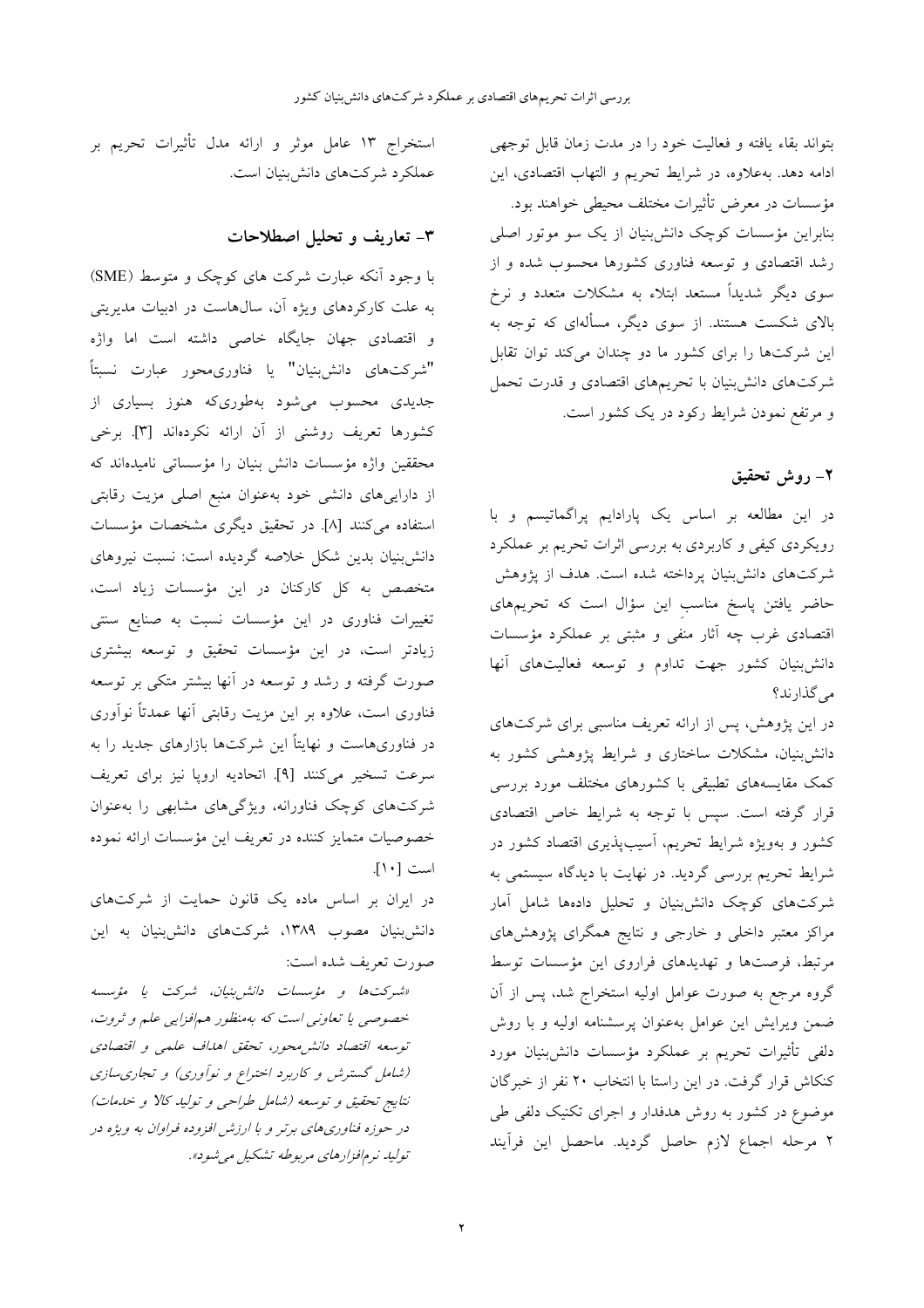بتواند بقاء یافته و فعالیت خود را در مدت زمان قابل توجهی ادامه دهد. به‌علاوه، در شرایط تحریم و التهاب اقتصادی، این مؤسسات در معرض تأثیرات مختلف محیطی خواهند بود.
بنابراین مؤسسات کوچک دانش‌بنیان از یک سو موتور اصلی رشد اقتصادی و توسعه فناوری کشورها محسوب شده و از سوی دیگر شدیداً مستعد ابتلاء به مشکلات متعدد و نرخ بالای شکست هستند. از سوی دیگر، مسأله‌ای که توجه به این شرکت‌ها را برای کشور ما دو چندان می‌کند توان تقابل شرکت‌های دانش‌بنیان با تحریم‌های اقتصادی و قدرت تحمل و مرتفع نمودن شرایط رکود در یک کشور است.

## ۲- روش تحقیق

در این مطالعه بر اساس یک پارادایم پراگماتیسم و با رویکردی کیفی و کاربردی به بررسی اثرات تحریم بر عملکرد شرکت‌های دانش‌بنیان پرداخته شده است. هدف از پژوهش حاضر یافتن پاسخ مناسبِ این سؤال است که تحریم‌های اقتصادی غرب چه آثار منفی و مثبتی بر عملکرد مؤسسات دانش‌بنیان کشور جهت تداوم و توسعه فعالیت‌های آنها می‌گذارند؟

در این پژوهش، پس از ارائه تعریف مناسبی برای شرکت‌های دانش‌بنیان، مشکلات ساختاری و شرایط پژوهشی کشور به کمک مقایسه‌های تطبیقی با کشورهای مختلف مورد بررسی قرار گرفته است. سپس با توجه به شرایط خاص اقتصادی کشور و به‌ویژه شرایط تحریم، آسیب‌پذیری اقتصاد کشور در شرایط تحریم بررسی گردید. در نهایت با دیدگاه سیستمی به شرکت‌های کوچک دانش‌بنیان و تحلیل داده‌ها شامل آمار مراکز معتبر داخلی و خارجی و نتایج همگرای پژوهش‌های مرتبط، فرصت‌ها و تهدیدهای فراروی این مؤسسات توسط گروه مرجع به صورت عوامل اولیه استخراج شد، پس از آن ضمن ویرایش این عوامل به‌عنوان پرسشنامه اولیه و با روش دلفی تأثیرات تحریم بر عملکرد مؤسسات دانش‌بنیان مورد کنکاش قرار گرفت. در این راستا با انتخاب ۲۰ نفر از خبرگان موضوع در کشور به روش هدفدار و اجرای تکنیک دلفی طی ۲ مرحله اجماع لازم حاصل گردید. ماحصل این فرآیند استخراج ۱۳ عامل موثر و ارائه مدل تأثیرات تحریم بر عملکرد شرکت‌های دانش‌بنیان است.

## ۳- تعاریف و تحلیل اصطلاحات

با وجود آنکه عبارت شرکت های کوچک و متوسط (SME) به علت کارکردهای ویژه آن، سال‌هاست در ادبیات مدیریتی و اقتصادی جهان جایگاه خاصی داشته است اما واژه "شرکت‌های دانش‌بنیان" یا فناوری‌محور عبارت نسبتاً جدیدی محسوب می‌شود به‌طوری‌که هنوز بسیاری از کشورها تعریف روشنی از آن ارائه نکرده‌اند [۳]. برخی محققین واژه مؤسسات دانش بنیان را مؤسساتی نامیده‌اند که از دارایی‌های دانشی خود به‌عنوان منبع اصلی مزیت رقابتی استفاده می‌کنند [۸]. در تحقیق دیگری مشخصات مؤسسات دانش‌بنیان بدین شکل خلاصه گردیده است: نسبت نیروهای متخصص به کل کارکنان در این مؤسسات زیاد است، تغییرات فناوری در این مؤسسات نسبت به صنایع سنتی زیادتر است، در این مؤسسات تحقیق و توسعه بیشتری صورت گرفته و رشد و توسعه در آنها بیشتر متکی بر توسعه فناوری است، علاوه بر این مزیت رقابتی آنها عمدتاً نوآوری در فناوری‌هاست و نهایتاً این شرکت‌ها بازارهای جدید را به سرعت تسخیر می‌کنند [۹]. اتحادیه اروپا نیز برای تعریف شرکت‌های کوچک فناورانه، ویژگی‌های مشابهی را به‌عنوان خصوصیات متمایز کننده در تعریف این مؤسسات ارائه نموده است [۱۰].

در ایران بر اساس ماده یک قانون حمایت از شرکت‌های دانش‌بنیان مصوب ۱۳۸۹، شرکت‌های دانش‌بنیان به این صورت تعریف شده است:

*«شرکت‌ها و مؤسسات دانش‌بنیان، شرکت یا مؤسسه خصوصی یا تعاونی است که به‌منظور هم‌افزایی علم و ثروت، توسعه اقتصاد دانش‌محور، تحقق اهداف علمی و اقتصادی (شامل گسترش و کاربرد اختراع و نوآوری) و تجاری‌سازی نتایج تحقیق و توسعه (شامل طراحی و تولید کالا و خدمات) در حوزه فناوری‌های برتر و با ارزش افزوده فراوان به ویژه در تولید نرم‌افزارهای مربوطه تشکیل می‌شود».*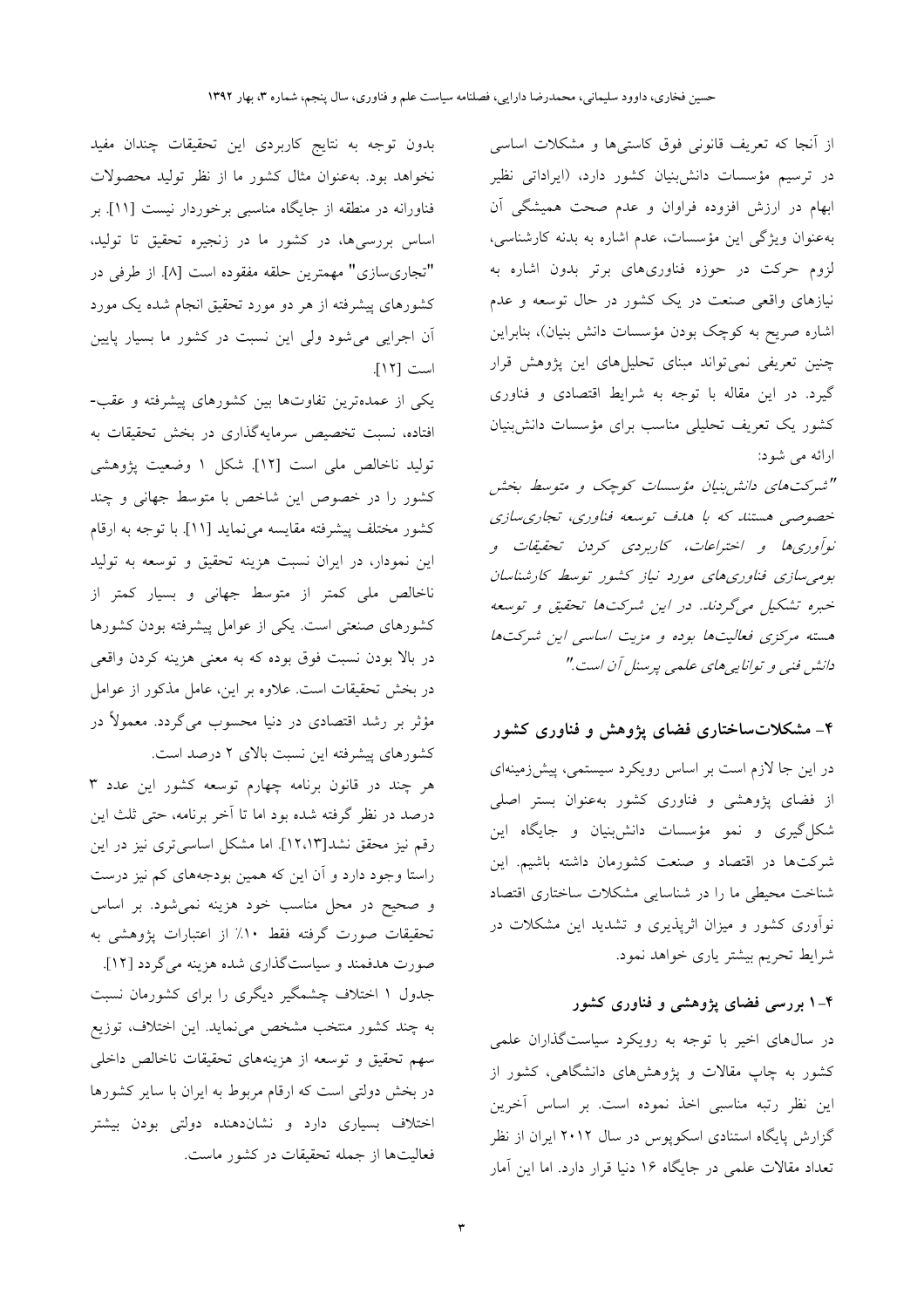از آنجا که تعریف قانونی فوق کاستی‌ها و مشکلات اساسی در ترسیم مؤسسات دانش‌بنیان کشور دارد، (ایراداتی نظیر ابهام در ارزش افزوده فراوان و عدم صحت همیشگی آن به‌عنوان ویژگی این مؤسسات، عدم اشاره به بدنه کارشناسی، لزوم حرکت در حوزه فناوری‌های برتر بدون اشاره به نیازهای واقعی صنعت در یک کشور در حال توسعه و عدم اشاره صریح به کوچک بودن مؤسسات دانش بنیان)، بنابراین چنین تعریفی نمی‌تواند مبنای تحلیل‌های این پژوهش قرار گیرد. در این مقاله با توجه به شرایط اقتصادی و فناوری کشور یک تعریف تحلیلی مناسب برای مؤسسات دانش‌بنیان ارائه می شود:

*"شرکت‌های دانش‌بنیان مؤسسات کوچک و متوسط بخش خصوصی هستند که با هدف توسعه فناوری، تجاری‌سازی نوآوری‌ها و اختراعات، کاربردی کردن تحقیقات و بومی‌سازی فناوری‌های مورد نیاز کشور توسط کارشناسان خبره تشکیل می‌گردند. در این شرکت‌ها تحقیق و توسعه هسته مرکزی فعالیت‌ها بوده و مزیت اساسی این شرکت‌ها دانش فنی و توانایی‌های علمی پرسنل آن است."*

## ۴- مشکلات‌ساختاری فضای پژوهش و فناوری کشور

در این جا لازم است بر اساس رویکرد سیستمی، پیش‌زمینه‌ای از فضای پژوهشی و فناوری کشور به‌عنوان بستر اصلی شکل‌گیری و نمو مؤسسات دانش‌بنیان و جایگاه این شرکت‌ها در اقتصاد و صنعت کشورمان داشته باشیم. این شناخت محیطی ما را در شناسایی مشکلات ساختاری اقتصاد نوآوری کشور و میزان اثرپذیری و تشدید این مشکلات در شرایط تحریم بیشتر یاری خواهد نمود.

### ۴-۱ بررسی فضای پژوهشی و فناوری کشور

در سال‌های اخیر با توجه به رویکرد سیاست‌گذاران علمی کشور به چاپ مقالات و پژوهش‌های دانشگاهی، کشور از این نظر رتبه مناسبی اخذ نموده است. بر اساس آخرین گزارش پایگاه استنادی اسکوپوس در سال ۲۰۱۲ ایران از نظر تعداد مقالات علمی در جایگاه ۱۶ دنیا قرار دارد. اما این آمار بدون توجه به نتایج کاربردی این تحقیقات چندان مفید نخواهد بود. به‌عنوان مثال کشور ما از نظر تولید محصولات فناورانه در منطقه از جایگاه مناسبی برخوردار نیست [۱۱]. بر اساس بررسی‌ها، در کشور ما در زنجیره تحقیق تا تولید، "تجاری‌سازی" مهمترین حلقه مفقوده است [۸]. از طرفی در کشورهای پیشرفته از هر دو مورد تحقیق انجام شده یک مورد آن اجرایی می‌شود ولی این نسبت در کشور ما بسیار پایین است [۱۲].

یکی از عمده‌ترین تفاوت‌ها بین کشورهای پیشرفته و عقب‌افتاده، نسبت تخصیص سرمایه‌گذاری در بخش تحقیقات به تولید ناخالص ملی است [۱۲]. شکل ۱ وضعیت پژوهشی کشور را در خصوص این شاخص با متوسط جهانی و چند کشور مختلف پیشرفته مقایسه می‌نماید [۱۱]. با توجه به ارقام این نمودار، در ایران نسبت هزینه تحقیق و توسعه به تولید ناخالص ملی کمتر از متوسط جهانی و بسیار کمتر از کشورهای صنعتی است. یکی از عوامل پیشرفته بودن کشورها در بالا بودن نسبت فوق بوده که به معنی هزینه کردن واقعی در بخش تحقیقات است. علاوه بر این، عامل مذکور از عوامل مؤثر بر رشد اقتصادی در دنیا محسوب می‌گردد. معمولاً در کشورهای پیشرفته این نسبت بالای ۲ درصد است.

هر چند در قانون برنامه چهارم توسعه کشور این عدد ۳ درصد در نظر گرفته شده بود اما تا آخر برنامه، حتی ثلث این رقم نیز محقق نشد[۱۲،۱۳]. اما مشکل اساسی‌تری نیز در این راستا وجود دارد و آن این که همین بودجه‌های کم نیز درست و صحیح در محل مناسب خود هزینه نمی‌شود. بر اساس تحقیقات صورت گرفته فقط ۱۰٪ از اعتبارات پژوهشی به صورت هدفمند و سیاست‌گذاری شده هزینه می‌گردد [۱۲].

جدول ۱ اختلاف چشمگیر دیگری را برای کشورمان نسبت به چند کشور منتخب مشخص می‌نماید. این اختلاف، توزیع سهم تحقیق و توسعه از هزینه‌های تحقیقات ناخالص داخلی در بخش دولتی است که ارقام مربوط به ایران با سایر کشورها اختلاف بسیاری دارد و نشان‌دهنده دولتی بودن بیشتر فعالیت‌ها از جمله تحقیقات در کشور ماست.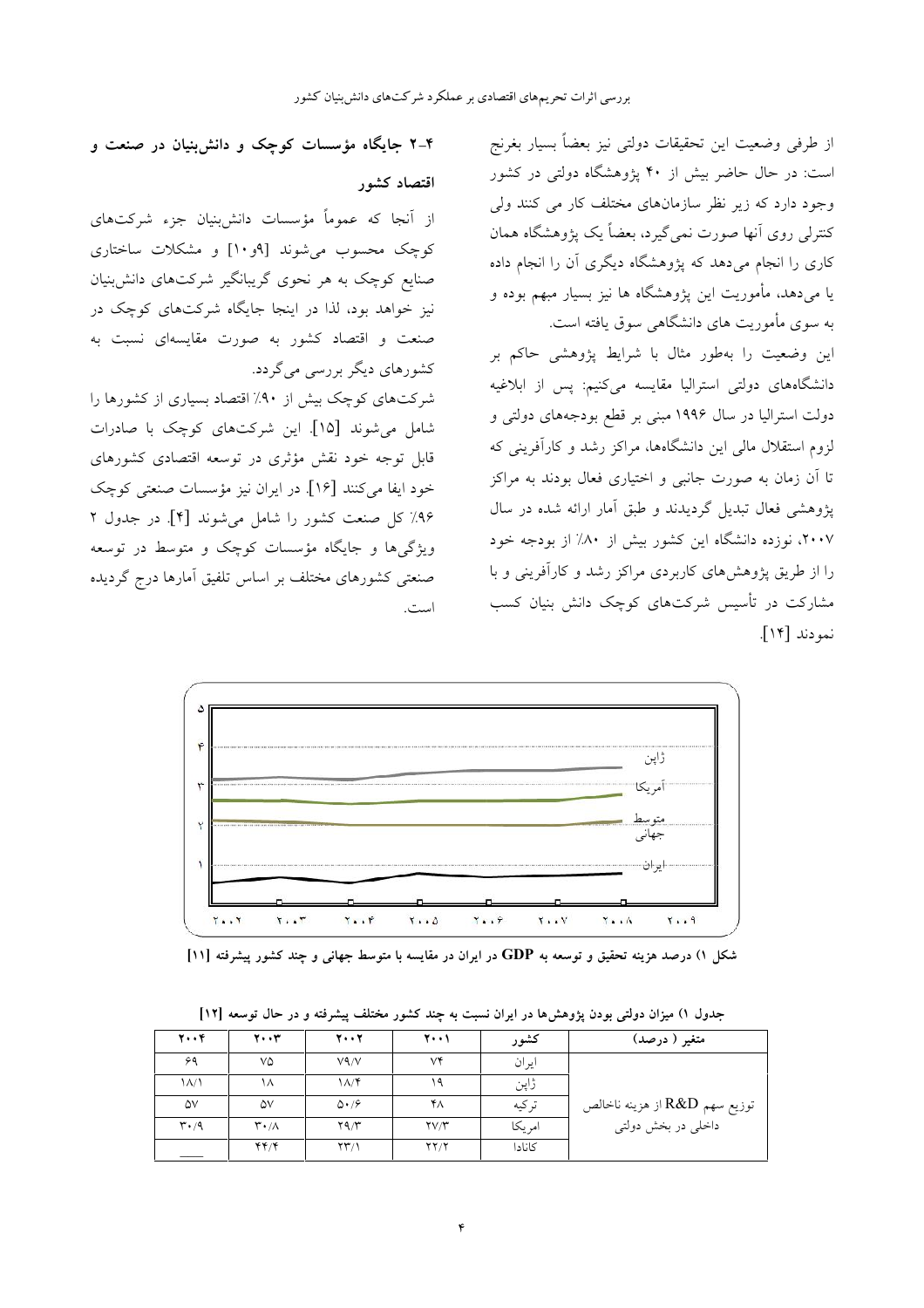از طرفی وضعیت این تحقیقات دولتی نیز بعضاً بسیار بغرنج است: در حال حاضر بیش از ۴۰ پژوهشگاه دولتی در کشور وجود دارد که زیر نظر سازمان‌های مختلف کار می کنند ولی کنترلی روی آنها صورت نمی‌گیرد، بعضاً یک پژوهشگاه همان کاری را انجام می‌دهد که پژوهشگاه دیگری آن را انجام داده یا می‌دهد، مأموریت این پژوهشگاه ها نیز بسیار مبهم بوده و به سوی مأموریت های دانشگاهی سوق یافته است.

این وضعیت را به‌طور مثال با شرایط پژوهشی حاکم بر دانشگاه‌های دولتی استرالیا مقایسه می‌کنیم: پس از ابلاغیه دولت استرالیا در سال ۱۹۹۶ مبنی بر قطع بودجه‌های دولتی و لزوم استقلال مالی این دانشگاه‌ها، مراکز رشد و کارآفرینی که تا آن زمان به صورت جانبی و اختیاری فعال بودند به مراکز پژوهشی فعال تبدیل گردیدند و طبق آمار ارائه شده در سال ۲۰۰۷، نوزده دانشگاه این کشور بیش از ۸۰٪ از بودجه خود را از طریق پژوهش‌های کاربردی مراکز رشد و کارآفرینی و با مشارکت در تأسیس شرکت‌های کوچک دانش بنیان کسب نمودند [۱۴].

## ۲-۴ جایگاه مؤسسات کوچک و دانش‌بنیان در صنعت و اقتصاد کشور

از آنجا که عموماً مؤسسات دانش‌بنیان جزء شرکت‌های کوچک محسوب می‌شوند [۹و۱۰] و مشکلات ساختاری صنایع کوچک به هر نحوی گریبانگیر شرکت‌های دانش‌بنیان نیز خواهد بود، لذا در اینجا جایگاه شرکت‌های کوچک در صنعت و اقتصاد کشور به صورت مقایسه‌ای نسبت به کشورهای دیگر بررسی می‌گردد.

شرکت‌های کوچک بیش از ۹۰٪ اقتصاد بسیاری از کشورها را شامل می‌شوند [۱۵]. این شرکت‌های کوچک با صادرات قابل توجه خود نقش مؤثری در توسعه اقتصادی کشورهای خود ایفا می‌کنند [۱۶]. در ایران نیز مؤسسات صنعتی کوچک ۹۶٪ کل صنعت کشور را شامل می‌شوند [۴]. در جدول ۲ ویژگی‌ها و جایگاه مؤسسات کوچک و متوسط در توسعه صنعتی کشورهای مختلف بر اساس تلفیق آمارها درج گردیده است.

شکل ۱) درصد هزینه تحقیق و توسعه به GDP در ایران در مقایسه با متوسط جهانی و چند کشور پیشرفته [۱۱]

جدول ۱) میزان دولتی بودن پژوهش‌ها در ایران نسبت به چند کشور مختلف پیشرفته و در حال توسعه [۱۲]

| متغیر ( درصد) | کشور | ۲۰۰۱ | ۲۰۰۲ | ۲۰۰۳ | ۲۰۰۴ |
|---|---|---|---|---|---|
| توزیع سهم R&D از هزینه ناخالص داخلی در بخش دولتی | ایران | ۷۴ | ۷۹/۷ | ۷۵ | ۶۹ |
| | ژاپن | ۱۹ | ۱۸/۴ | ۱۸ | ۱۸/۱ |
| | ترکیه | ۴۸ | ۵۰/۶ | ۵۷ | ۵۷ |
| | امریکا | ۲۷/۳ | ۲۹/۳ | ۳۰/۸ | ۳۰/۹ |
| | کانادا | ۲۲/۲ | ۲۳/۱ | ۴۴/۴ | ـــــ |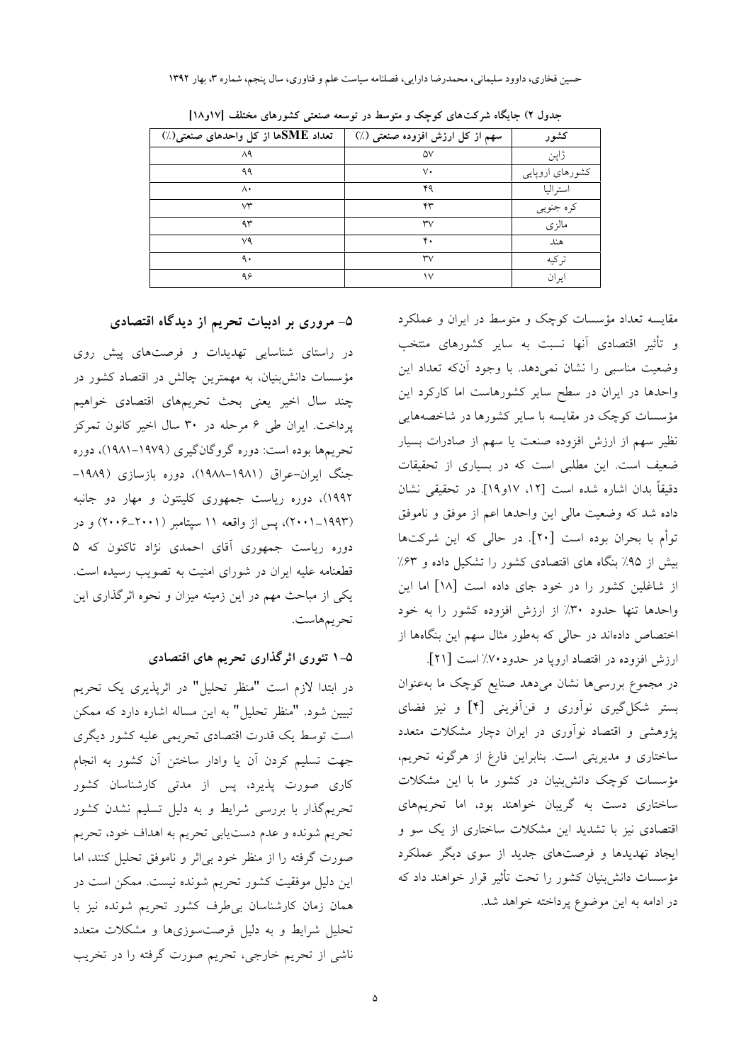جدول ۲) جایگاه شرکت‌های کوچک و متوسط در توسعه صنعتی کشورهای مختلف [۱۷و۱۸]

| کشور | سهم از کل ارزش افزوده صنعتی (٪) | تعداد SMEها از کل واحدهای صنعتی(٪) |
|---|---|---|
| ژاپن | ۵۷ | ۸۹ |
| کشورهای اروپایی | ۷۰ | ۹۹ |
| استرالیا | ۴۹ | ۸۰ |
| کره جنوبی | ۴۳ | ۷۳ |
| مالزی | ۳۷ | ۹۳ |
| هند | ۴۰ | ۷۹ |
| ترکیه | ۳۷ | ۹۰ |
| ایران | ۱۷ | ۹۶ |

مقایسه تعداد مؤسسات کوچک و متوسط در ایران و عملکرد و تأثیر اقتصادی آنها نسبت به سایر کشورهای منتخب وضعیت مناسبی را نشان نمی‌دهد. با وجود آنکه تعداد این واحدها در ایران در سطح سایر کشورهاست اما کارکرد این مؤسسات کوچک در مقایسه با سایر کشورها در شاخصه‌هایی نظیر سهم از ارزش افزوده صنعت یا سهم از صادرات بسیار ضعیف است. این مطلبی است که در بسیاری از تحقیقات دقیقاً بدان اشاره شده است [۱۲، ۱۷و۱۹]. در تحقیقی نشان داده شد که وضعیت مالی این واحدها اعم از موفق و ناموفق توأم با بحران بوده است [۲۰]. در حالی که این شرکت‌ها بیش از ۹۵٪ بنگاه های اقتصادی کشور را تشکیل داده و ۶۳٪ از شاغلین کشور را در خود جای داده است [۱۸] اما این واحدها تنها حدود ۳۰٪ از ارزش افزوده کشور را به خود اختصاص داده‌اند در حالی که به‌طور مثال سهم این بنگاه‌ها از ارزش افزوده در اقتصاد اروپا در حدود۷۰٪ است [۲۱].

در مجموع بررسی‌ها نشان می‌دهد صنایع کوچک ما به‌عنوان بستر شکل‌گیری نوآوری و فن‌آفرینی [۴] و نیز فضای پژوهشی و اقتصاد نوآوری در ایران دچار مشکلات متعدد ساختاری و مدیریتی است. بنابراین فارغ از هرگونه تحریم، مؤسسات کوچک دانش‌بنیان در کشور ما با این مشکلات ساختاری دست به گریبان خواهند بود، اما تحریم‌های اقتصادی نیز با تشدید این مشکلات ساختاری از یک سو و ایجاد تهدیدها و فرصت‌های جدید از سوی دیگر عملکرد مؤسسات دانش‌بنیان کشور را تحت تأثیر قرار خواهند داد که در ادامه به این موضوع پرداخته خواهد شد.

## ۵- مروری بر ادبیات تحریم از دیدگاه اقتصادی

در راستای شناسایی تهدیدات و فرصت‌های پیش روی مؤسسات دانش‌بنیان، به مهمترین چالش در اقتصاد کشور در چند سال اخیر یعنی بحث تحریم‌های اقتصادی خواهیم پرداخت. ایران طی ۶ مرحله در ۳۰ سال اخیر کانون تمرکز تحریم‌ها بوده است: دوره گروگان‌گیری (۱۹۷۹–۱۹۸۱)، دوره جنگ ایران–عراق (۱۹۸۱–۱۹۸۸)، دوره بازسازی (۱۹۸۹–۱۹۹۲)، دوره ریاست جمهوری کلینتون و مهار دو جانبه (۱۹۹۳_۲۰۰۱)، پس از واقعه ۱۱ سپتامبر (۲۰۰۱_۲۰۰۶) و در دوره ریاست جمهوری آقای احمدی نژاد تاکنون که ۵ قطعنامه علیه ایران در شورای امنیت به تصویب رسیده است. یکی از مباحث مهم در این زمینه میزان و نحوه اثرگذاری این تحریم‌هاست.

### ۵-۱ تئوری اثرگذاری تحریم های اقتصادی

در ابتدا لازم است "منظر تحلیل" در اثرپذیری یک تحریم تبیین شود. "منظر تحلیل" به این مساله اشاره دارد که ممکن است توسط یک قدرت اقتصادی تحریمی علیه کشور دیگری جهت تسلیم کردن آن یا وادار ساختن آن کشور به انجام کاری صورت پذیرد، پس از مدتی کارشناسان کشور تحریم‌گذار با بررسی شرایط و به دلیل تسلیم نشدن کشور تحریم شونده و عدم دست‌یابی تحریم به اهداف خود، تحریم صورت گرفته را از منظر خود بی‌اثر و ناموفق تحلیل کنند، اما این دلیل موفقیت کشور تحریم شونده نیست. ممکن است در همان زمان کارشناسان بی‌طرف کشور تحریم شونده نیز با تحلیل شرایط و به دلیل فرصت‌سوزی‌ها و مشکلات متعدد ناشی از تحریم خارجی، تحریم صورت گرفته را در تخریب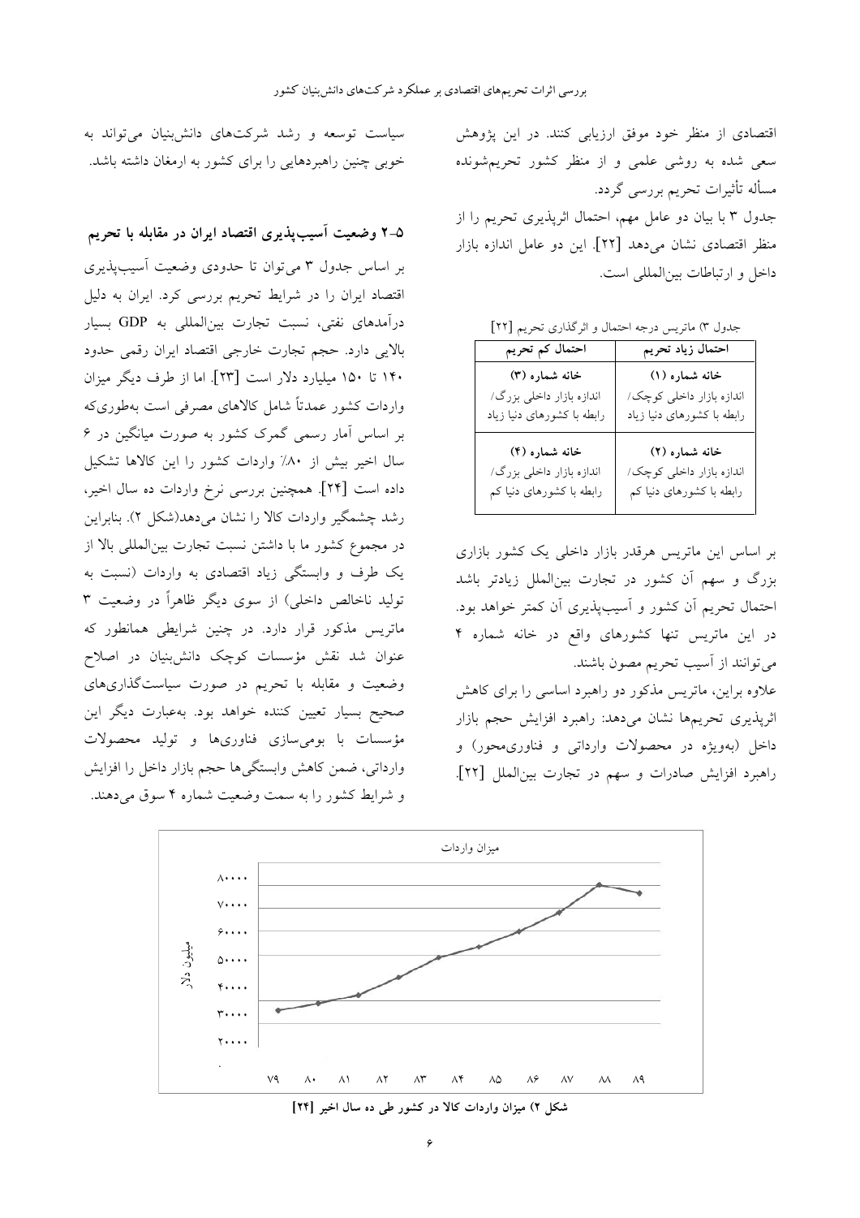اقتصادی از منظر خود موفق ارزیابی کنند. در این پژوهش سعی شده به روشی علمی و از منظر کشور تحریم‌شونده مسأله تأثیرات تحریم بررسی گردد.

جدول ۳ با بیان دو عامل مهم، احتمال اثرپذیری تحریم را از منظر اقتصادی نشان می‌دهد [۲۲]. این دو عامل اندازه بازار داخل و ارتباطات بین‌المللی است.

جدول ۳) ماتریس درجه احتمال و اثرگذاری تحریم [۲۲]

| احتمال زیاد تحریم | احتمال کم تحریم |
| --- | --- |
| **خانه شماره (۱)** اندازه بازار داخلی کوچک/ رابطه با کشورهای دنیا زیاد | **خانه شماره (۳)** اندازه بازار داخلی بزرگ/ رابطه با کشورهای دنیا زیاد |
| **خانه شماره (۲)** اندازه بازار داخلی کوچک/ رابطه با کشورهای دنیا کم | **خانه شماره (۴)** اندازه بازار داخلی بزرگ/ رابطه با کشورهای دنیا کم |

بر اساس این ماتریس هرقدر بازار داخلی یک کشور بازاری بزرگ و سهم آن کشور در تجارت بین‌الملل زیادتر باشد احتمال تحریم آن کشور و آسیب‌پذیری آن کمتر خواهد بود. در این ماتریس تنها کشورهای واقع در خانه شماره ۴ می‌توانند از آسیب تحریم مصون باشند.

علاوه براین، ماتریس مذکور دو راهبرد اساسی را برای کاهش اثرپذیری تحریم‌ها نشان می‌دهد: راهبرد افزایش حجم بازار داخل (به‌ویژه در محصولات وارداتی و فناوری‌محور) و راهبرد افزایش صادرات و سهم در تجارت بین‌الملل [۲۲].

سیاست توسعه و رشد شرکت‌های دانش‌بنیان می‌تواند به خوبی چنین راهبردهایی را برای کشور به ارمغان داشته باشد.

## ۵-۲ وضعیت آسیب‌پذیری اقتصاد ایران در مقابله با تحریم

بر اساس جدول ۳ می‌توان تا حدودی وضعیت آسیب‌پذیری اقتصاد ایران را در شرایط تحریم بررسی کرد. ایران به دلیل درآمدهای نفتی، نسبت تجارت بین‌المللی به GDP بسیار بالایی دارد. حجم تجارت خارجی اقتصاد ایران رقمی حدود ۱۴۰ تا ۱۵۰ میلیارد دلار است [۲۳]. اما از طرف دیگر میزان واردات کشور عمدتاً شامل کالاهای مصرفی است به‌طوری‌که بر اساس آمار رسمی گمرک کشور به صورت میانگین در ۶ سال اخیر بیش از ۸۰٪ واردات کشور را این کالاها تشکیل داده است [۲۴]. همچنین بررسی نرخ واردات ده سال اخیر، رشد چشمگیر واردات کالا را نشان می‌دهد(شکل ۲). بنابراین در مجموع کشور ما با داشتن نسبت تجارت بین‌المللی بالا از یک طرف و وابستگی زیاد اقتصادی به واردات (نسبت به تولید ناخالص داخلی) از سوی دیگر ظاهراً در وضعیت ۳ ماتریس مذکور قرار دارد. در چنین شرایطی همانطور که عنوان شد نقش مؤسسات کوچک دانش‌بنیان در اصلاح وضعیت و مقابله با تحریم در صورت سیاست‌گذاری‌های صحیح بسیار تعیین کننده خواهد بود. به‌عبارت دیگر این مؤسسات با بومی‌سازی فناوری‌ها و تولید محصولات وارداتی، ضمن کاهش وابستگی‌ها حجم بازار داخل را افزایش و شرایط کشور را به سمت وضعیت شماره ۴ سوق می‌دهند.

**شکل ۲) میزان واردات کالا در کشور طی ده سال اخیر [۲۴]**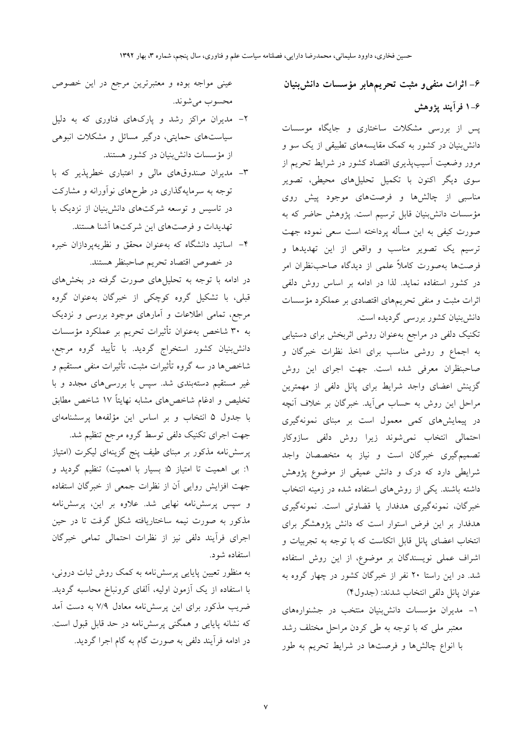## ۶- اثرات منفی و مثبت تحریم‌ها بر مؤسسات دانش‌بنیان

### ۶-۱ فرآیند پژوهش

پس از بررسی مشکلات ساختاری و جایگاه موسسات دانش‌بنیان در کشور به کمک مقایسه‌های تطبیقی از یک سو و مرور وضعیت آسیب‌پذیری اقتصاد کشور در شرایط تحریم از سوی دیگر اکنون با تکمیل تحلیل‌های محیطی، تصویر مناسبی از چالش‌ها و فرصت‌های موجود پیش روی مؤسسات دانش‌بنیان قابل ترسیم است. پژوهش حاضر که به صورت کیفی به این مسأله پرداخته است سعی نموده جهت ترسیم یک تصویر مناسب و واقعی از این تهدیدها و فرصت‌ها به‌صورت کاملاً علمی از دیدگاه صاحب‌نظران امر در کشور استفاده نماید. لذا در ادامه بر اساس روش دلفی اثرات مثبت و منفی تحریم‌های اقتصادی بر عملکرد مؤسسات دانش‌بنیان کشور بررسی گردیده است.

تکنیک دلفی در مراجع به‌عنوان روشی اثربخش برای دستیابی به اجماع و روشی مناسب برای اخذ نظرات خبرگان و صاحبنظران معرفی شده است. جهت اجرای این روش گزینش اعضای واجد شرایط برای پانل دلفی از مهمترین مراحل این روش به حساب می‌آید. خبرگان بر خلاف آنچه در پیمایش‌های کمی معمول است بر مبنای نمونه‌گیری احتمالی انتخاب نمی‌شوند زیرا روش دلفی سازوکار تصمیم‌گیری خبرگان است و نیاز به متخصصان واجد شرایطی دارد که درک و دانش عمیقی از موضوع پژوهش داشته باشند. یکی از روش‌های استفاده شده در زمینه انتخاب خبرگان، نمونه‌گیری هدفدار یا قضاوتی است. نمونه‌گیری هدفدار بر این فرض استوار است که دانش پژوهشگر برای انتخاب اعضای پانل قابل اتکاست که با توجه به تجربیات و اشراف عملی نویسندگان بر موضوع، از این روش استفاده شد. در این راستا ۲۰ نفر از خبرگان کشور در چهار گروه به عنوان پانل دلفی انتخاب شدند: (جدول۴)

۱- مدیران مؤسسات دانش‌بنیان منتخب در جشنواره‌های معتبر ملی که با توجه به طی کردن مراحل مختلف رشد با انواع چالش‌ها و فرصت‌ها در شرایط تحریم به طور عینی مواجه بوده و معتبرترین مرجع در این خصوص محسوب می‌شوند.

۲- مدیران مراکز رشد و پارک‌های فناوری که به دلیل سیاست‌های حمایتی، درگیر مسائل و مشکلات انبوهی از مؤسسات دانش‌بنیان در کشور هستند.

۳- مدیران صندوق‌های مالی و اعتباری خطرپذیر که با توجه به سرمایه‌گذاری در طرح‌های نوآورانه و مشارکت در تاسیس و توسعه شرکت‌های دانش‌بنیان از نزدیک با تهدیدات و فرصت‌های این شرکت‌ها آشنا هستند.

۴- اساتید دانشگاه که به‌عنوان محقق و نظریه‌پردازان خبره در خصوص اقتصاد تحریم صاحبنظر هستند.

در ادامه با توجه به تحلیل‌های صورت گرفته در بخش‌های قبلی، با تشکیل گروه کوچکی از خبرگان به‌عنوان گروه مرجع، تمامی اطلاعات و آمارهای موجود بررسی و نزدیک به ۳۰ شاخص به‌عنوان تأثیرات تحریم بر عملکرد مؤسسات دانش‌بنیان کشور استخراج گردید. با تأیید گروه مرجع، شاخص‌ها در سه گروه تأثیرات مثبت، تأثیرات منفی مستقیم و غیر مستقیم دسته‌بندی شد. سپس با بررسی‌های مجدد و با تخلیص و ادغام شاخص‌های مشابه نهایتاً ۱۷ شاخص مطابق با جدول ۵ انتخاب و بر اساس این مؤلفه‌ها پرسشنامه‌ای جهت اجرای تکنیک دلفی توسط گروه مرجع تنظیم شد.

پرسش‌نامه مذکور بر مبنای طیف پنج گزینه‌ای لیکرت (امتیاز ۱: بی اهمیت تا امتیاز ۵: بسیار با اهمیت) تنظیم گردید و جهت افزایش روایی آن از نظرات جمعی از خبرگان استفاده و سپس پرسش‌نامه نهایی شد. علاوه بر این، پرسش‌نامه مذکور به صورت نیمه ساختاریافته شکل گرفت تا در حین اجرای فرآیند دلفی نیز از نظرات احتمالی تمامی خبرگان استفاده شود.

به منظور تعیین پایایی پرسش‌نامه به کمک روش ثبات درونی، با استفاده از یک آزمون اولیه، آلفای کرونباخ محاسبه گردید. ضریب مذکور برای این پرسش‌نامه معادل ۷/۹ به دست آمد که نشانه پایایی و همگنی پرسش‌نامه در حد قابل قبول است. در ادامه فرآیند دلفی به صورت گام به گام اجرا گردید.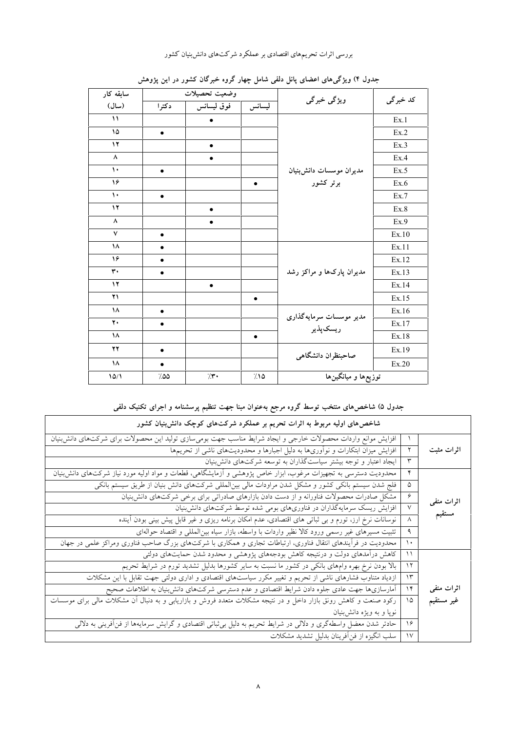جدول ۴) ویژگی‌های اعضای پانل دلفی شامل چهار گروه خبرگان کشور در این پژوهش

| کد خبرگی | ویژگی خبرگی | وضعیت تحصیلات | | | سابقه کار (سال) |
|---|---|---|---|---|---|
| | | لیسانس | فوق لیسانس | دکترا | |
| Ex.1 | مدیران موسسات دانش‌بنیان برتر کشور | | • | | ۱۱ |
| Ex.2 | | | | • | ۱۵ |
| Ex.3 | | | • | | ۱۲ |
| Ex.4 | | | • | | ۸ |
| Ex.5 | | | | • | ۱۰ |
| Ex.6 | | • | | | ۱۶ |
| Ex.7 | | | | • | ۱۰ |
| Ex.8 | | | • | | ۱۲ |
| Ex.9 | | | • | | ۸ |
| Ex.10 | | | | • | ۷ |
| Ex.11 | مدیران پارک‌ها و مراکز رشد | | | • | ۱۸ |
| Ex.12 | | | | • | ۱۶ |
| Ex.13 | | | | • | ۳۰ |
| Ex.14 | | | • | | ۱۲ |
| Ex.15 | | • | | | ۲۱ |
| Ex.16 | مدیر موسسات سرمایه‌گذاری ریسک‌پذیر | | | • | ۱۸ |
| Ex.17 | | | | • | ۲۰ |
| Ex.18 | | • | | | ۱۸ |
| Ex.19 | صاحبنظران دانشگاهی | | | • | ۲۲ |
| Ex.20 | | | | • | ۱۸ |
| توزیع‌ها و میانگین‌ها | | ٪۱۵ | ٪۳۰ | ٪۵۵ | ۱۵/۱ |

جدول ۵) شاخص‌های منتخب توسط گروه مرجع به‌عنوان مبنا جهت تنظیم پرسشنامه و اجرای تکنیک دلفی

| شاخص‌های اولیه مربوط به اثرات تحریم بر عملکرد شرکت‌های کوچک دانش‌بنیان کشور | | |
|---|---|---|
| اثرات مثبت | ۱ | افزایش موانع واردات محصولات خارجی و ایجاد شرایط مناسب جهت بومی‌سازی تولید این محصولات برای شرکت‌های دانش‌بنیان |
| | ۲ | افزایش میزان ابتکارات و نوآوری‌ها به دلیل اجبارها و محدودیت‌های ناشی از تحریم‌ها |
| | ۳ | ایجاد اعتبار و توجه بیشتر سیاست‌گذاران به توسعه شرکت‌های دانش‌بنیان |
| اثرات منفی مستقیم | ۴ | محدودیت دسترسی به تجهیزات مرغوب، ابزار خاص پژوهشی و آزمایشگاهی، قطعات و مواد اولیه مورد نیاز شرکت‌های دانش‌بنیان |
| | ۵ | فلج شدن سیستم بانکی کشور و مشکل شدن مراودات مالی بین‌المللی شرکت‌های دانش بنیان از طریق سیستم بانکی |
| | ۶ | مشکل صادرات محصولات فناورانه و از دست دادن بازارهای صادراتی برای برخی شرکت‌های دانش‌بنیان |
| | ۷ | افزایش ریسک سرمایه‌گذاران در فناوری‌های بومی شده توسط شرکت‌های دانش‌بنیان |
| | ۸ | نوسانات نرخ ارز، تورم و بی ثباتی های اقتصادی، عدم امکان برنامه ریزی و غیر قابل پیش بینی بودن آینده |
| | ۹ | تثبیت مسیرهای غیر رسمی ورود کالا نظیر واردات با واسطه، بازار سیاه بین‌المللی و اقتصاد حواله‌ای |
| | ۱۰ | محدودیت در فرآیندهای انتقال فناوری، ارتباطات تجاری و همکاری با شرکت‌های بزرگ صاحب فناوری ومراکز علمی در جهان |
| اثرات منفی غیر مستقیم | ۱۱ | کاهش درآمدهای دولت و درنتیجه کاهش بودجه‌های پژوهشی و محدود شدن حمایت‌های دولتی |
| | ۱۲ | بالا بودن نرخ بهره وام‌های بانکی در کشور ما نسبت به سایر کشورها بدلیل تشدید تورم در شرایط تحریم |
| | ۱۳ | ازدیاد متناوب فشارهای ناشی از تحریم و تغییر مکرر سیاست‌های اقتصادی و اداری دولتی جهت تقابل با این مشکلات |
| | ۱۴ | آمارسازی‌ها جهت عادی جلوه دادن شرایط اقتصادی و عدم دسترسی شرکت‌های دانش‌بنیان به اطلاعات صحیح |
| | ۱۵ | رکود صنعت و کاهش رونق بازار داخل و در نتیجه مشکلات متعدد فروش و بازاریابی و به دنبال آن مشکلات مالی برای موسسات نوپا و به ویژه دانش‌بنیان |
| | ۱۶ | حادتر شدن معضل واسطه‌گری و دلالی در شرایط تحریم به دلیل بی‌ثباتی اقتصادی و گرایش سرمایه‌ها از فن‌آفرینی به دلالی |
| | ۱۷ | سلب انگیزه از فن‌آفرینان بدلیل تشدید مشکلات |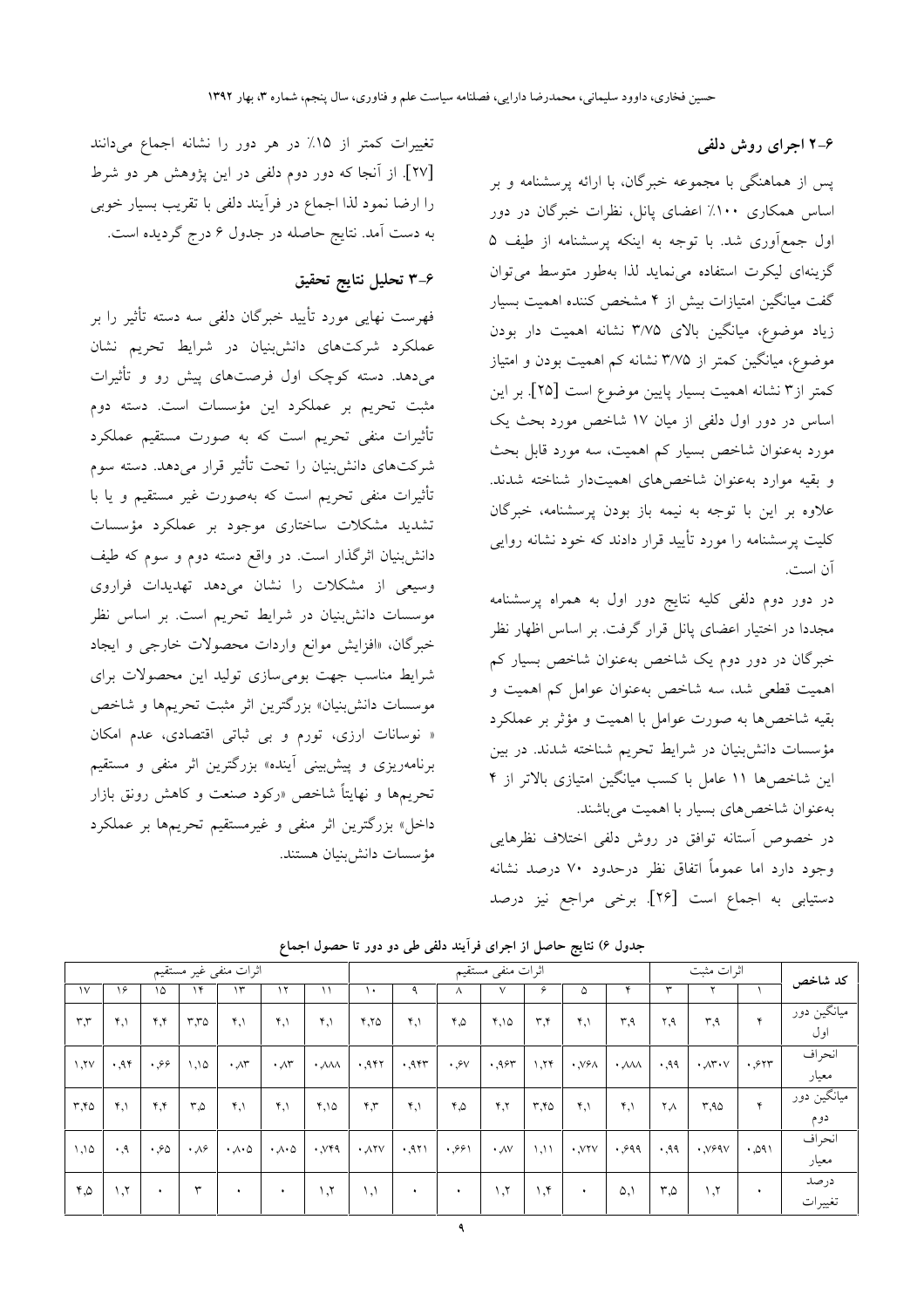## ۶-۲ اجرای روش دلفی

پس از هماهنگی با مجموعه خبرگان، با ارائه پرسشنامه و بر اساس همکاری ۱۰۰٪ اعضای پانل، نظرات خبرگان در دور اول جمع‌آوری شد. با توجه به اینکه پرسشنامه از طیف ۵ گزینه‌ای لیکرت استفاده می‌نماید لذا به‌طور متوسط می‌توان گفت میانگین امتیازات بیش از ۴ مشخص کننده اهمیت بسیار زیاد موضوع، میانگین بالای ۳/۷۵ نشانه اهمیت دار بودن موضوع، میانگین کمتر از ۳/۷۵ نشانه کم اهمیت بودن و امتیاز کمتر از ۳ نشانه اهمیت بسیار پایین موضوع است [۲۵]. بر این اساس در دور اول دلفی از میان ۱۷ شاخص مورد بحث یک مورد به‌عنوان شاخص بسیار کم اهمیت، سه مورد قابل بحث و بقیه موارد به‌عنوان شاخص‌های اهمیت‌دار شناخته شدند. علاوه بر این با توجه به نیمه باز بودن پرسشنامه، خبرگان کلیت پرسشنامه را مورد تأیید قرار دادند که خود نشانه روایی آن است.

در دور دوم دلفی کلیه نتایج دور اول به همراه پرسشنامه مجددا در اختیار اعضای پانل قرار گرفت. بر اساس اظهار نظر خبرگان در دور دوم یک شاخص به‌عنوان شاخص بسیار کم اهمیت قطعی شد، سه شاخص به‌عنوان عوامل کم اهمیت و بقیه شاخص‌ها به صورت عوامل با اهمیت و مؤثر بر عملکرد مؤسسات دانش‌بنیان در شرایط تحریم شناخته شدند. در بین این شاخص‌ها ۱۱ عامل با کسب میانگین امتیازی بالاتر از ۴ به‌عنوان شاخص‌های بسیار با اهمیت می‌باشند.

در خصوص آستانه توافق در روش دلفی اختلاف نظرهایی وجود دارد اما عموماً اتفاق نظر درحدود ۷۰ درصد نشانه دستیابی به اجماع است [۲۶]. برخی مراجع نیز درصد تغییرات کمتر از ۱۵٪ در هر دور را نشانه اجماع می‌دانند [۲۷]. از آنجا که دور دوم دلفی در این پژوهش هر دو شرط را ارضا نمود لذا اجماع در فرآیند دلفی با تقریب بسیار خوبی به دست آمد. نتایج حاصله در جدول ۶ درج گردیده است.

## ۶-۳ تحلیل نتایج تحقیق

فهرست نهایی مورد تأیید خبرگان دلفی سه دسته تأثیر را بر عملکرد شرکت‌های دانش‌بنیان در شرایط تحریم نشان می‌دهد. دسته کوچک اول فرصت‌های پیش رو و تأثیرات مثبت تحریم بر عملکرد این مؤسسات است. دسته دوم تأثیرات منفی تحریم است که به صورت مستقیم عملکرد شرکت‌های دانش‌بنیان را تحت تأثیر قرار می‌دهد. دسته سوم تأثیرات منفی تحریم است که به‌صورت غیر مستقیم و یا با تشدید مشکلات ساختاری موجود بر عملکرد مؤسسات دانش‌بنیان اثرگذار است. در واقع دسته دوم و سوم که طیف وسیعی از مشکلات را نشان می‌دهد تهدیدات فراروی موسسات دانش‌بنیان در شرایط تحریم است. بر اساس نظر خبرگان، «افزایش موانع واردات محصولات خارجی و ایجاد شرایط مناسب جهت بومی‌سازی تولید این محصولات برای موسسات دانش‌بنیان» بزرگترین اثر مثبت تحریمها و شاخص « نوسانات ارزی، تورم و بی ثباتی اقتصادی، عدم امکان برنامه‌ریزی و پیش‌بینی آینده» بزرگترین اثر منفی و مستقیم تحریمها و نهایتاً شاخص «رکود صنعت و کاهش رونق بازار داخل» بزرگترین اثر منفی و غیرمستقیم تحریمها بر عملکرد مؤسسات دانش‌بنیان هستند.

جدول ۶) نتایج حاصل از اجرای فرآیند دلفی طی دو دور تا حصول اجماع

| کد شاخص | اثرات مثبت | | | اثرات منفی مستقیم | | | | | | | اثرات منفی غیر مستقیم | | | | | | |
|---|---|---|---|---|---|---|---|---|---|---|---|---|---|---|---|---|---|
| | ۱ | ۲ | ۳ | ۴ | ۵ | ۶ | ۷ | ۸ | ۹ | ۱۰ | ۱۱ | ۱۲ | ۱۳ | ۱۴ | ۱۵ | ۱۶ | ۱۷ |
| میانگین دور اول | ۴ | ۳,۹ | ۲,۹ | ۳,۹ | ۴,۱ | ۳,۴ | ۴,۱۵ | ۴,۵ | ۴,۱ | ۴,۲۵ | ۴,۱ | ۴,۱ | ۴,۱ | ۳,۳۵ | ۴,۴ | ۴,۱ | ۳,۳ |
| انحراف معیار | ۰,۶۲۳ | ۰,۸۳۰۷ | ۰,۹۹ | ۰,۸۸۸ | ۰,۷۶۸ | ۱,۲۴ | ۰,۹۶۳ | ۰,۶۷ | ۰,۹۴۳ | ۰,۹۴۲ | ۰,۸۸۸ | ۰,۸۳ | ۰,۸۳ | ۱,۱۵ | ۰,۶۶ | ۰,۹۴ | ۱,۲۷ |
| میانگین دور دوم | ۴ | ۳,۹۵ | ۲,۸ | ۴,۱ | ۴,۱ | ۳,۴۵ | ۴,۲ | ۴,۵ | ۴,۱ | ۴,۳ | ۴,۱۵ | ۴,۱ | ۴,۱ | ۳,۵ | ۴,۴ | ۴,۱ | ۳,۴۵ |
| انحراف معیار | ۰,۵۹۱ | ۰,۷۶۹۷ | ۰,۹۹ | ۰,۶۹۹ | ۰,۷۲۷ | ۱,۱۱ | ۰,۸۷ | ۰,۶۶۱ | ۰,۹۲۱ | ۰,۸۲۷ | ۰,۷۴۹ | ۰,۸۰۵ | ۰,۸۰۵ | ۰,۸۶ | ۰,۶۵ | ۰,۹ | ۱,۱۵ |
| درصد تغییرات | ۰ | ۱,۲ | ۳,۵ | ۵,۱ | ۰ | ۱,۴ | ۱,۲ | ۰ | ۰ | ۱,۱ | ۱,۲ | ۰ | ۰ | ۳ | ۰ | ۱,۲ | ۴,۵ |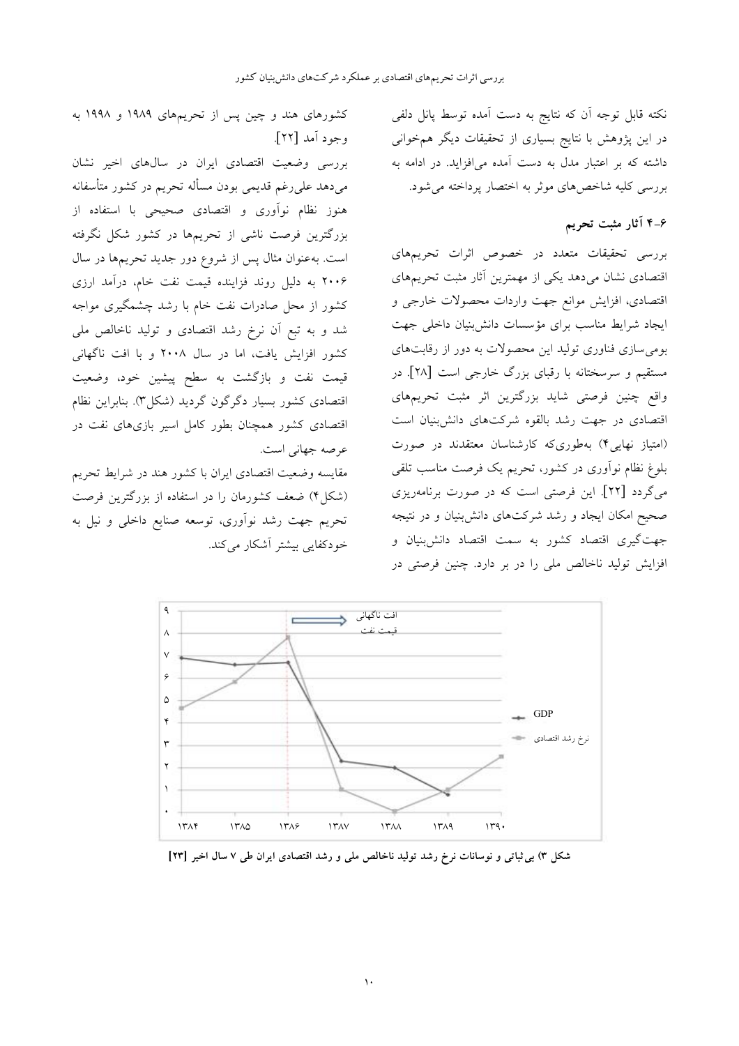نکته قابل توجه آن که نتایج به دست آمده توسط پانل دلفی در این پژوهش با نتایج بسیاری از تحقیقات دیگر همخوانی داشته که بر اعتبار مدل به دست آمده می‌افزاید. در ادامه به بررسی کلیه شاخص‌های موثر به اختصار پرداخته می‌شود.

### ۶-۴ آثار مثبت تحریم

بررسی تحقیقات متعدد در خصوص اثرات تحریم‌های اقتصادی نشان می‌دهد یکی از مهمترین آثار مثبت تحریم‌های اقتصادی، افزایش موانع جهت واردات محصولات خارجی و ایجاد شرایط مناسب برای مؤسسات دانش‌بنیان داخلی جهت بومی‌سازی فناوری تولید این محصولات به دور از رقابت‌های مستقیم و سرسختانه با رقبای بزرگ خارجی است [۲۸]. در واقع چنین فرصتی شاید بزرگترین اثر مثبت تحریم‌های اقتصادی در جهت رشد بالقوه شرکت‌های دانش‌بنیان است (امتیاز نهایی۴) به‌طوری‌که کارشناسان معتقدند در صورت بلوغ نظام نوآوری در کشور، تحریم یک فرصت مناسب تلقی می‌گردد [۲۲]. این فرصتی است که در صورت برنامه‌ریزی صحیح امکان ایجاد و رشد شرکت‌های دانش‌بنیان و در نتیجه جهت‌گیری اقتصاد کشور به سمت اقتصاد دانش‌بنیان و افزایش تولید ناخالص ملی را در بر دارد. چنین فرصتی در کشورهای هند و چین پس از تحریم‌های ۱۹۸۹ و ۱۹۹۸ به وجود آمد [۲۲].

بررسی وضعیت اقتصادی ایران در سال‌های اخیر نشان می‌دهد علی‌رغم قدیمی بودن مسأله تحریم در کشور متأسفانه هنوز نظام نوآوری و اقتصادی صحیحی با استفاده از بزرگترین فرصت ناشی از تحریم‌ها در کشور شکل نگرفته است. به‌عنوان مثال پس از شروع دور جدید تحریم‌ها در سال ۲۰۰۶ به دلیل روند فزاینده قیمت نفت خام، درآمد ارزی کشور از محل صادرات نفت خام با رشد چشمگیری مواجه شد و به تبع آن نرخ رشد اقتصادی و تولید ناخالص ملی کشور افزایش یافت، اما در سال ۲۰۰۸ و با افت ناگهانی قیمت نفت و بازگشت به سطح پیشین خود، وضعیت اقتصادی کشور بسیار دگرگون گردید (شکل۳). بنابراین نظام اقتصادی کشور همچنان بطور کامل اسیر بازی‌های نفت در عرصه جهانی است.

مقایسه وضعیت اقتصادی ایران با کشور هند در شرایط تحریم (شکل۴) ضعف کشورمان را در استفاده از بزرگترین فرصت تحریم جهت رشد نوآوری، توسعه صنایع داخلی و نیل به خودکفایی بیشتر آشکار می‌کند.

**شکل ۳) بی‌ثباتی و نوسانات نرخ رشد تولید ناخالص ملی و رشد اقتصادی ایران طی ۷ سال اخیر [۲۳]**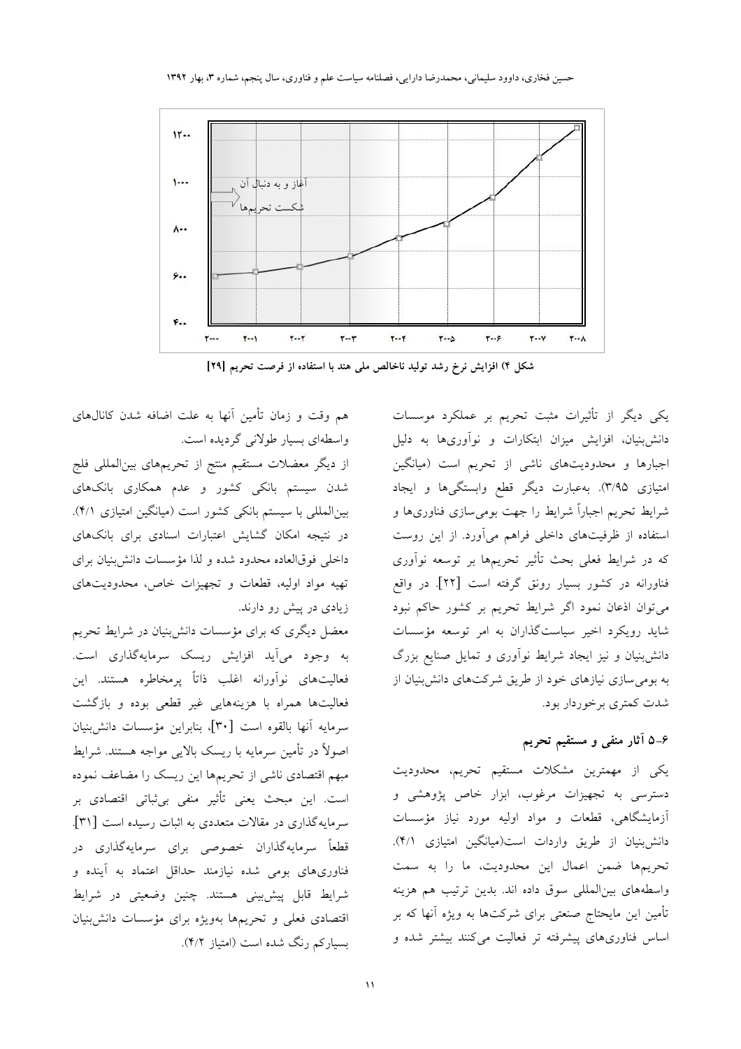شکل ۴) افزایش نرخ رشد تولید ناخالص ملی هند با استفاده از فرصت تحریم [۲۹]

یکی دیگر از تأثیرات مثبت تحریم بر عملکرد موسسات دانش‌بنیان، افزایش میزان ابتکارات و نوآوری‌ها به دلیل اجبارها و محدودیت‌های ناشی از تحریم است (میانگین امتیازی ۳/۹۵). به‌عبارت دیگر قطع وابستگی‌ها و ایجاد شرایط تحریم اجباراً شرایط را جهت بومی‌سازی فناوری‌ها و استفاده از ظرفیت‌های داخلی فراهم می‌آورد. از این روست که در شرایط فعلی بحث تأثیر تحریم‌ها بر توسعه نوآوری فناورانه در کشور بسیار رونق گرفته است [۲۲]. در واقع می‌توان اذعان نمود اگر شرایط تحریم بر کشور حاکم نبود شاید رویکرد اخیر سیاست‌گذاران به امر توسعه مؤسسات دانش‌بنیان و نیز ایجاد شرایط نوآوری و تمایل صنایع بزرگ به بومی‌سازی نیازهای خود از طریق شرکت‌های دانش‌بنیان از شدت کمتری برخوردار بود.

### ۶-۵ آثار منفی و مستقیم تحریم

یکی از مهمترین مشکلات مستقیم تحریم، محدودیت دسترسی به تجهیزات مرغوب، ابزار خاص پژوهشی و آزمایشگاهی، قطعات و مواد اولیه مورد نیاز مؤسسات دانش‌بنیان از طریق واردات است(میانگین امتیازی ۴/۱). تحریم‌ها ضمن اعمال این محدودیت، ما را به سمت واسطه‌های بین‌المللی سوق داده اند. بدین ترتیب هم هزینه تأمین این مایحتاج صنعتی برای شرکت‌ها به ویژه آنها که بر اساس فناوری‌های پیشرفته تر فعالیت می‌کنند بیشتر شده و هم وقت و زمان تأمین آنها به علت اضافه شدن کانال‌های واسطه‌ای بسیار طولانی گردیده است.

از دیگر معضلات مستقیم منتج از تحریم‌های بین‌المللی فلج شدن سیستم بانکی کشور و عدم همکاری بانک‌های بین‌المللی با سیستم بانکی کشور است (میانگین امتیازی ۴/۱). در نتیجه امکان گشایش اعتبارات اسنادی برای بانک‌های داخلی فوق‌العاده محدود شده و لذا مؤسسات دانش‌بنیان برای تهیه مواد اولیه، قطعات و تجهیزات خاص، محدودیت‌های زیادی در پیش رو دارند.

معضل دیگری که برای مؤسسات دانش‌بنیان در شرایط تحریم به وجود می‌آید افزایش ریسک سرمایه‌گذاری است. فعالیت‌های نوآورانه اغلب ذاتاً پرمخاطره هستند. این فعالیت‌ها همراه با هزینه‌هایی غیر قطعی بوده و بازگشت سرمایه آنها بالقوه است [۳۰]، بنابراین مؤسسات دانش‌بنیان اصولاً در تأمین سرمایه با ریسک بالایی مواجه هستند. شرایط مبهم اقتصادی ناشی از تحریم‌ها این ریسک را مضاعف نموده است. این مبحث یعنی تأثیر منفی بی‌ثباتی اقتصادی بر سرمایه‌گذاری در مقالات متعددی به اثبات رسیده است [۳۱]. قطعاً سرمایه‌گذاران خصوصی برای سرمایه‌گذاری در فناوری‌های بومی شده نیازمند حداقل اعتماد به آینده و شرایط قابل پیش‌بینی هستند. چنین وضعیتی در شرایط اقتصادی فعلی و تحریم‌ها به‌ویژه برای مؤسسات دانش‌بنیان بسیارکم رنگ شده است (امتیاز ۴/۲).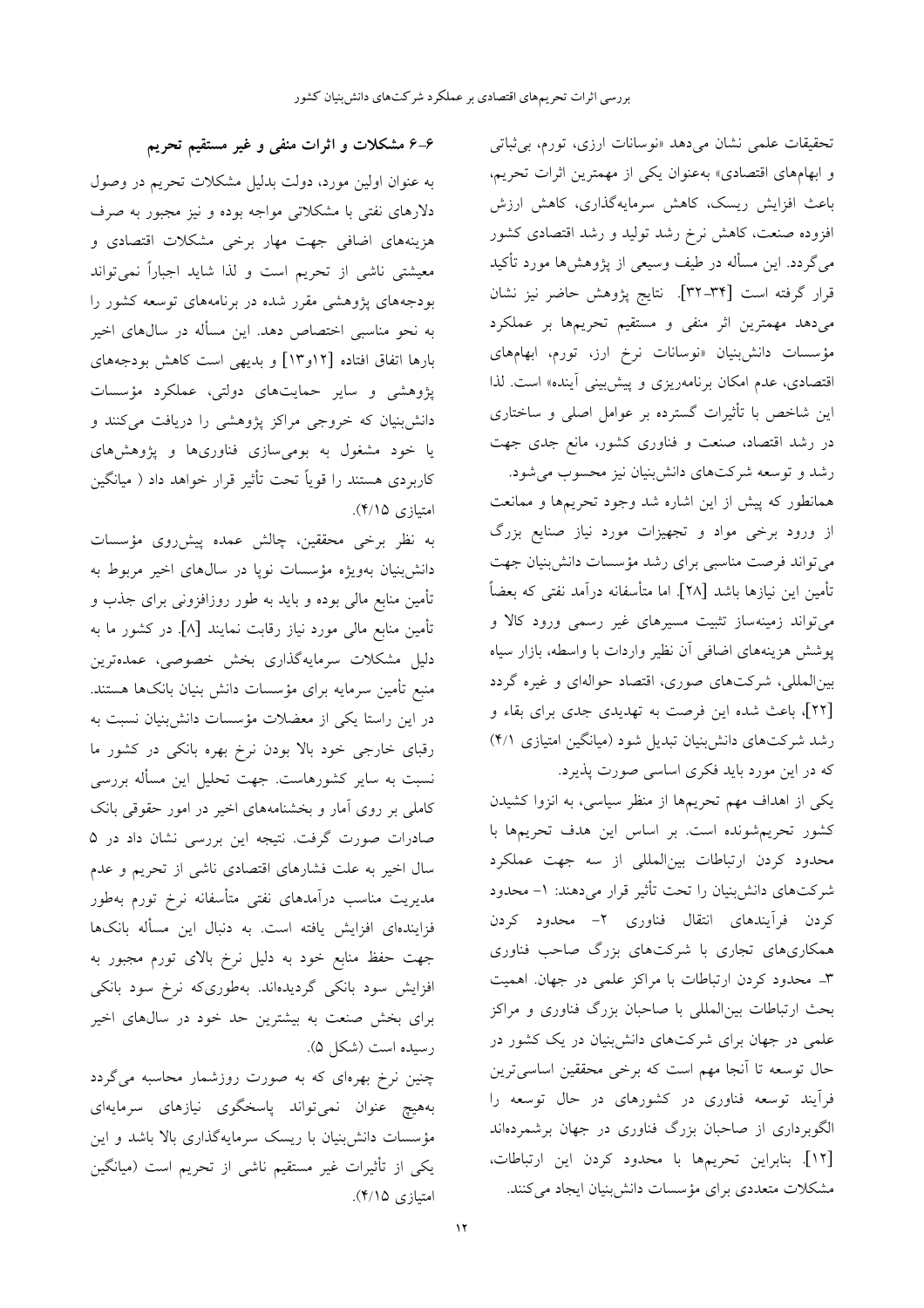تحقیقات علمی نشان می‌دهد «نوسانات ارزی، تورم، بی‌ثباتی و ابهام‌های اقتصادی» به‌عنوان یکی از مهمترین اثرات تحریم، باعث افزایش ریسک، کاهش سرمایه‌گذاری، کاهش ارزش افزوده صنعت، کاهش نرخ رشد تولید و رشد اقتصادی کشور می‌گردد. این مسأله در طیف وسیعی از پژوهش‌ها مورد تأکید قرار گرفته است [۳۴-۳۲]. نتایج پژوهش حاضر نیز نشان می‌دهد مهمترین اثر منفی و مستقیم تحریم‌ها بر عملکرد مؤسسات دانش‌بنیان «نوسانات نرخ ارز، تورم، ابهام‌های اقتصادی، عدم امکان برنامه‌ریزی و پیش‌بینی آینده» است. لذا این شاخص با تأثیرات گسترده بر عوامل اصلی و ساختاری در رشد اقتصاد، صنعت و فناوری کشور، مانع جدی جهت رشد و توسعه شرکت‌های دانش‌بنیان نیز محسوب می‌شود.

همانطور که پیش از این اشاره شد وجود تحریم‌ها و ممانعت از ورود برخی مواد و تجهیزات مورد نیاز صنایع بزرگ می‌تواند فرصت مناسبی برای رشد مؤسسات دانش‌بنیان جهت تأمین این نیازها باشد [۲۸]. اما متأسفانه درآمد نفتی که بعضاً می‌تواند زمینه‌ساز تثبیت مسیرهای غیر رسمی ورود کالا و پوشش هزینه‌های اضافی آن نظیر واردات با واسطه، بازار سیاه بین‌المللی، شرکت‌های صوری، اقتصاد حواله‌ای و غیره گردد [۲۲]، باعث شده این فرصت به تهدیدی جدی برای بقاء و رشد شرکت‌های دانش‌بنیان تبدیل شود (میانگین امتیازی ۴/۱) که در این مورد باید فکری اساسی صورت پذیرد.

یکی از اهداف مهم تحریم‌ها از منظر سیاسی، به انزوا کشیدن کشور تحریم‌شونده است. بر اساس این هدف تحریم‌ها با محدود کردن ارتباطات بین‌المللی از سه جهت عملکرد شرکت‌های دانش‌بنیان را تحت تأثیر قرار می‌دهند: ۱- محدود کردن فرآیندهای انتقال فناوری ۲- محدود کردن همکاری‌های تجاری با شرکت‌های بزرگ صاحب فناوری ۳- محدود کردن ارتباطات با مراکز علمی در جهان. اهمیت بحث ارتباطات بین‌المللی با صاحبان بزرگ فناوری و مراکز علمی در جهان برای شرکت‌های دانش‌بنیان در یک کشور در حال توسعه تا آنجا مهم است که برخی محققین اساسی‌ترین فرآیند توسعه فناوری در کشورهای در حال توسعه را الگوبرداری از صاحبان بزرگ فناوری در جهان برشمرده‌اند [۱۲]. بنابراین تحریم‌ها با محدود کردن این ارتباطات، مشکلات متعددی برای مؤسسات دانش‌بنیان ایجاد می‌کنند.

### ۶-۶ مشکلات و اثرات منفی و غیر مستقیم تحریم

به عنوان اولین مورد، دولت بدلیل مشکلات تحریم در وصول دلارهای نفتی با مشکلاتی مواجه بوده و نیز مجبور به صرف هزینه‌های اضافی جهت مهار برخی مشکلات اقتصادی و معیشتی ناشی از تحریم است و لذا شاید اجباراً نمی‌تواند بودجه‌های پژوهشی مقرر شده در برنامه‌های توسعه کشور را به نحو مناسبی اختصاص دهد. این مسأله در سال‌های اخیر بارها اتفاق افتاده [۱۲و۱۳] و بدیهی است کاهش بودجه‌های پژوهشی و سایر حمایت‌های دولتی، عملکرد مؤسسات دانش‌بنیان که خروجی مراکز پژوهشی را دریافت می‌کنند و یا خود مشغول به بومی‌سازی فناوری‌ها و پژوهش‌های کاربردی هستند را قویاً تحت تأثیر قرار خواهد داد ( میانگین امتیازی ۴/۱۵).

به نظر برخی محققین، چالش عمده پیش‌روی مؤسسات دانش‌بنیان به‌ویژه مؤسسات نوپا در سال‌های اخیر مربوط به تأمین منابع مالی بوده و باید به طور روزافزونی برای جذب و تأمین منابع مالی مورد نیاز رقابت نمایند [۸]. در کشور ما به دلیل مشکلات سرمایه‌گذاری بخش خصوصی، عمده‌ترین منبع تأمین سرمایه برای مؤسسات دانش بنیان بانک‌ها هستند. در این راستا یکی از معضلات مؤسسات دانش‌بنیان نسبت به رقبای خارجی خود بالا بودن نرخ بهره بانکی در کشور ما نسبت به سایر کشورهاست. جهت تحلیل این مسأله بررسی کاملی بر روی آمار و بخشنامه‌های اخیر در امور حقوقی بانک صادرات صورت گرفت. نتیجه این بررسی نشان داد که در ۵ سال اخیر به علت فشارهای اقتصادی ناشی از تحریم و عدم مدیریت مناسب درآمدهای نفتی متأسفانه نرخ تورم به‌طور فزاینده‌ای افزایش یافته است. به دنبال این مسأله بانک‌ها جهت حفظ منابع خود به دلیل نرخ بالای تورم مجبور به افزایش سود بانکی گردیده‌اند. به‌طوری‌که نرخ سود بانکی برای بخش صنعت به بیشترین حد خود در سال‌های اخیر رسیده است (شکل ۵).

چنین نرخ بهره‌ای که به صورت روزشمار محاسبه می‌گردد به‌هیچ عنوان نمی‌تواند پاسخگوی نیازهای سرمایه‌ای مؤسسات دانش‌بنیان با ریسک سرمایه‌گذاری بالا باشد و این یکی از تأثیرات غیر مستقیم ناشی از تحریم است (میانگین امتیازی ۴/۱۵).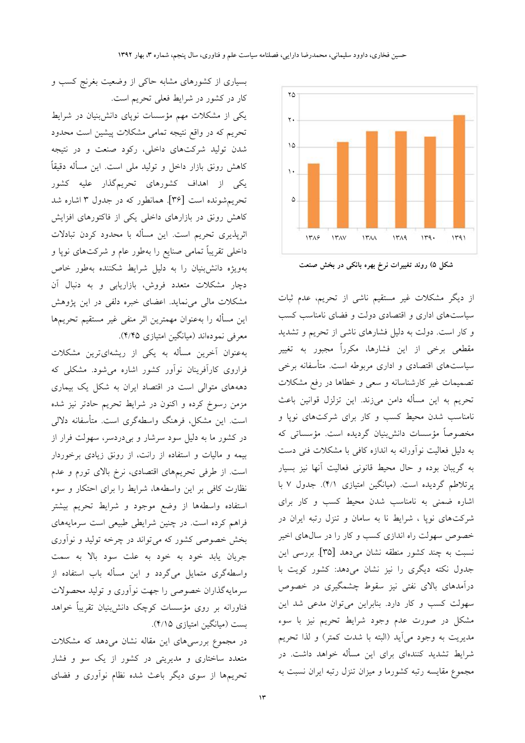شکل ۵) روند تغییرات نرخ بهره بانکی در بخش صنعت

از دیگر مشکلات غیر مستقیم ناشی از تحریم، عدم ثبات سیاست‌های اداری و اقتصادی دولت و فضای نامناسب کسب و کار است. دولت به دلیل فشارهای ناشی از تحریم و تشدید مقطعی برخی از این فشارها، مکرراً مجبور به تغییر سیاست‌های اقتصادی و اداری مربوطه است. متأسفانه برخی تصمیمات غیر کارشناسانه و سعی و خطاها در رفع مشکلات تحریم به این مسأله دامن می‌زند. این تزلزل قوانین باعث نامناسب شدن محیط کسب و کار برای شرکت‌های نوپا و مخصوصاً مؤسسات دانش‌بنیان گردیده است. مؤسساتی که به دلیل فعالیت نوآورانه به اندازه کافی با مشکلات فنی دست به گریبان بوده و حال محیط قانونی فعالیت آنها نیز بسیار پرتلاطم گردیده است. (میانگین امتیازی ۴/۱). جدول ۷ با اشاره ضمنی به نامناسب شدن محیط کسب و کار برای شرکت‌های نوپا ، شرایط نا به سامان و تنزل رتبه ایران در خصوص سهولت راه اندازی کسب و کار را در سال‌های اخیر نسبت به چند کشور منطقه نشان می‌دهد [۳۵]. بررسی این جدول نکته دیگری را نیز نشان می‌دهد: کشور کویت با درآمدهای بالای نفتی نیز سقوط چشمگیری در خصوص سهولت کسب و کار دارد. بنابراین می‌توان مدعی شد این مشکل در صورت عدم وجود شرایط تحریم نیز با سوء مدیریت به وجود می‌آید (البته با شدت کمتر) و لذا تحریم شرایط تشدید کننده‌ای برای این مسأله خواهد داشت. در مجموع مقایسه رتبه کشورها و میزان تنزل رتبه ایران نسبت به بسیاری از کشورهای مشابه حاکی از وضعیت بغرنج کسب و کار در کشور در شرایط فعلی تحریم است.

یکی از مشکلات مهم مؤسسات نوپای دانش‌بنیان در شرایط تحریم که در واقع نتیجه تمامی مشکلات پیشین است محدود شدن تولید شرکت‌های داخلی، رکود صنعت و در نتیجه کاهش رونق بازار داخل و تولید ملی است. این مسأله دقیقاً یکی از اهداف کشورهای تحریم‌گذار علیه کشور تحریم‌شونده است [۳۶]. همانطور که در جدول ۳ اشاره شد کاهش رونق در بازارهای داخلی یکی از فاکتورهای افزایش اثرپذیری تحریم است. این مسأله با محدود کردن تبادلات داخلی تقریباً تمامی صنایع را بطور عام و شرکت‌های نوپا و بویژه دانش‌بنیان را به دلیل شرایط شکننده بطور خاص دچار مشکلات متعدد فروش، بازاریابی و به دنبال آن مشکلات مالی می‌نماید. اعضای خبره دلفی در این پژوهش این مسأله را به‌عنوان مهمترین اثر منفی غیر مستقیم تحریم‌ها معرفی نموده‌اند (میانگین امتیازی ۴/۴۵).

به‌عنوان آخرین مسأله به یکی از ریشه‌ای‌ترین مشکلات فراروی کارآفرینان نوآور کشور اشاره می‌شود. مشکلی که دهه‌های متوالی است در اقتصاد ایران به شکل یک بیماری مزمن رسوخ کرده و اکنون در شرایط تحریم حادتر نیز شده است. این مشکل، فرهنگ واسطه‌گری است. متأسفانه دلالی در کشور ما به دلیل سود سرشار و بی‌دردسر، سهولت فرار از بیمه و مالیات و استفاده از رانت، از رونق زیادی برخوردار است. از طرفی تحریم‌های اقتصادی، نرخ بالای تورم و عدم نظارت کافی بر این واسطه‌ها، شرایط را برای احتکار و سوء استفاده واسطه‌ها از وضع موجود و شرایط تحریم بیشتر فراهم کرده است. در چنین شرایطی طبیعی است سرمایه‌های بخش خصوصی کشور که می‌تواند در چرخه تولید و نوآوری جریان یابد خود به خود به علت سود بالا به سمت واسطه‌گری متمایل می‌گردد و این مسأله باب استفاده از سرمایه‌گذاران خصوصی را جهت نوآوری و تولید محصولات فناورانه بر روی مؤسسات کوچک دانش‌بنیان تقریباً خواهد بست (میانگین امتیازی ۴/۱۵).

در مجموع بررسی‌های این مقاله نشان می‌دهد که مشکلات متعدد ساختاری و مدیریتی در کشور از یک سو و فشار تحریم‌ها از سوی دیگر باعث شده نظام نوآوری و فضای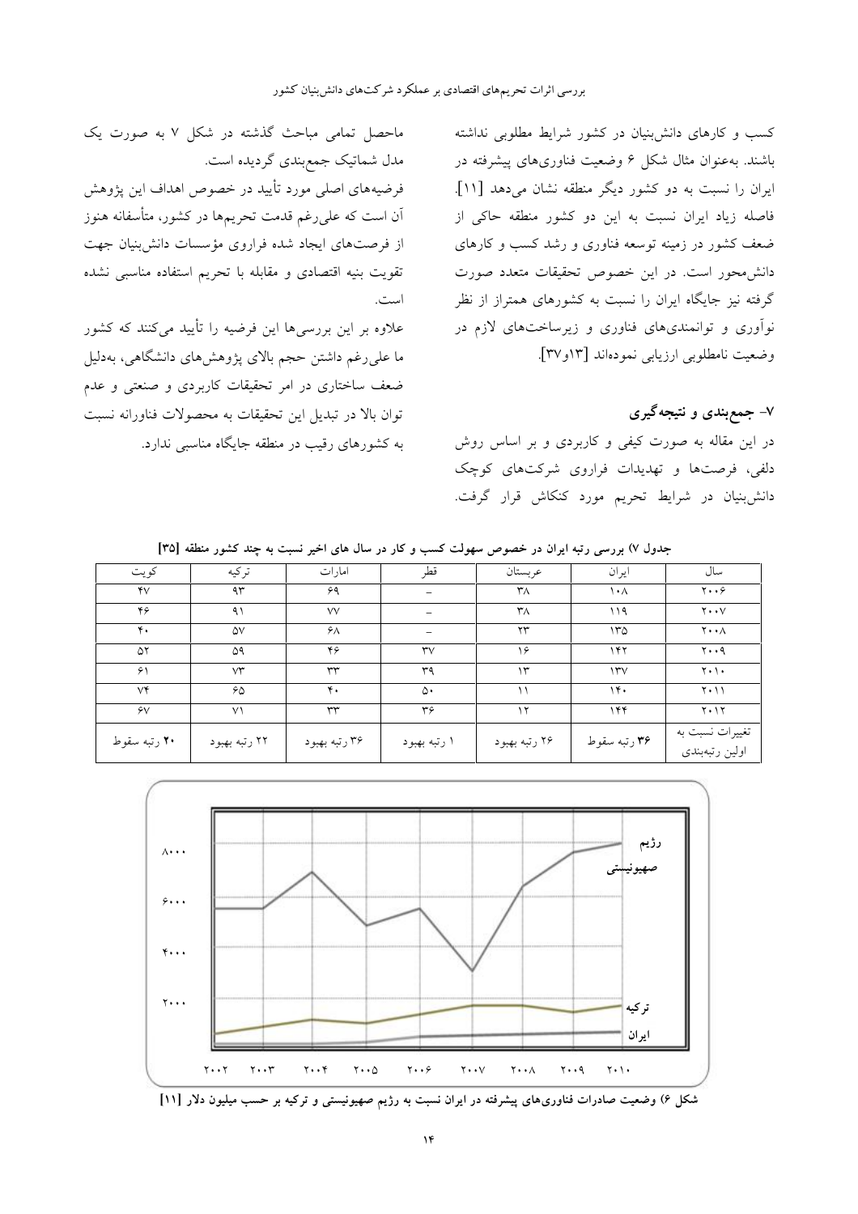کسب و کارهای دانش‌بنیان در کشور شرایط مطلوبی نداشته باشند. به‌عنوان مثال شکل ۶ وضعیت فناوری‌های پیشرفته در ایران را نسبت به دو کشور دیگر منطقه نشان می‌دهد [۱۱]. فاصله زیاد ایران نسبت به این دو کشور منطقه حاکی از ضعف کشور در زمینه توسعه فناوری و رشد کسب و کارهای دانش‌محور است. در این خصوص تحقیقات متعدد صورت گرفته نیز جایگاه ایران را نسبت به کشورهای همتراز از نظر نوآوری و توانمندی‌های فناوری و زیرساخت‌های لازم در وضعیت نامطلوبی ارزیابی نموده‌اند [۱۳و۳۷].

## ۷- جمع‌بندی و نتیجه‌گیری

در این مقاله به صورت کیفی و کاربردی و بر اساس روش دلفی، فرصت‌ها و تهدیدات فراروی شرکت‌های کوچک دانش‌بنیان در شرایط تحریم مورد کنکاش قرار گرفت.

ماحصل تمامی مباحث گذشته در شکل ۷ به صورت یک مدل شماتیک جمع‌بندی گردیده است.

فرضیه‌های اصلی مورد تأیید در خصوص اهداف این پژوهش آن است که علی‌رغم قدمت تحریم‌ها در کشور، متأسفانه هنوز از فرصت‌های ایجاد شده فراروی مؤسسات دانش‌بنیان جهت تقویت بنیه اقتصادی و مقابله با تحریم استفاده مناسبی نشده است.

علاوه بر این بررسی‌ها این فرضیه را تأیید می‌کنند که کشور ما علی‌رغم داشتن حجم بالای پژوهش‌های دانشگاهی، به‌دلیل ضعف ساختاری در امر تحقیقات کاربردی و صنعتی و عدم توان بالا در تبدیل این تحقیقات به محصولات فناورانه نسبت به کشورهای رقیب در منطقه جایگاه مناسبی ندارد.

**جدول ۷) بررسی رتبه ایران در خصوص سهولت کسب و کار در سال های اخیر نسبت به چند کشور منطقه [۳۵]**

| سال | ایران | عربستان | قطر | امارات | ترکیه | کویت |
|---|---|---|---|---|---|---|
| ۲۰۰۶ | ۱۰۸ | ۳۸ | – | ۶۹ | ۹۳ | ۴۷ |
| ۲۰۰۷ | ۱۱۹ | ۳۸ | – | ۷۷ | ۹۱ | ۴۶ |
| ۲۰۰۸ | ۱۳۵ | ۲۳ | – | ۶۸ | ۵۷ | ۴۰ |
| ۲۰۰۹ | ۱۴۲ | ۱۶ | ۳۷ | ۴۶ | ۵۹ | ۵۲ |
| ۲۰۱۰ | ۱۳۷ | ۱۳ | ۳۹ | ۳۳ | ۷۳ | ۶۱ |
| ۲۰۱۱ | ۱۴۰ | ۱۱ | ۵۰ | ۴۰ | ۶۵ | ۷۴ |
| ۲۰۱۲ | ۱۴۴ | ۱۲ | ۳۶ | ۳۳ | ۷۱ | ۶۷ |
| تغییرات نسبت به اولین رتبه‌بندی | **۳۶** رتبه سقوط | ۲۶ رتبه بهبود | ۱ رتبه بهبود | ۳۶ رتبه بهبود | ۲۲ رتبه بهبود | **۲۰** رتبه سقوط |

**شکل ۶) وضعیت صادرات فناوری‌های پیشرفته در ایران نسبت به رژیم صهیونیستی و ترکیه بر حسب میلیون دلار [۱۱]**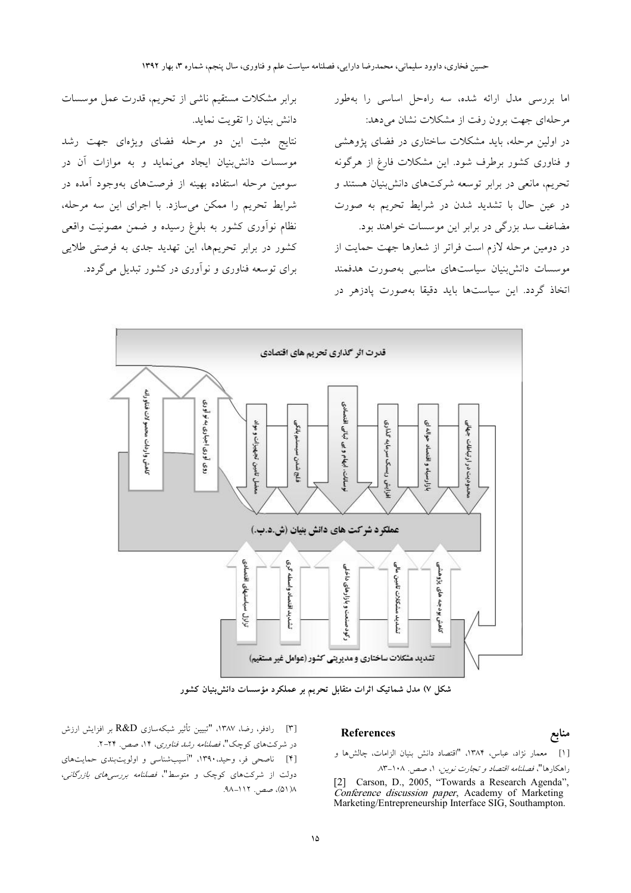اما بررسی مدل ارائه شده، سه راه‌حل اساسی را به‌طور مرحله‌ای جهت برون رفت از مشکلات نشان می‌دهد:

در اولین مرحله، باید مشکلات ساختاری در فضای پژوهشی و فناوری کشور برطرف شود. این مشکلات فارغ از هرگونه تحریم، مانعی در برابر توسعه شرکت‌های دانش‌بنیان هستند و در عین حال با تشدید شدن در شرایط تحریم به صورت مضاعف سد بزرگی در برابر این موسسات خواهند بود.

در دومین مرحله لازم است فراتر از شعارها جهت حمایت از موسسات دانش‌بنیان سیاست‌های مناسبی به‌صورت هدفمند اتخاذ گردد. این سیاست‌ها باید دقیقا به‌صورت پادزهر در برابر مشکلات مستقیم ناشی از تحریم، قدرت عمل موسسات دانش بنیان را تقویت نماید.

نتایج مثبت این دو مرحله فضای ویژه‌ای جهت رشد موسسات دانش‌بنیان ایجاد می‌نماید و به موازات آن در سومین مرحله استفاده بهینه از فرصت‌های به‌وجود آمده در شرایط تحریم را ممکن می‌سازد. با اجرای این سه مرحله، نظام نوآوری کشور به بلوغ رسیده و ضمن مصونیت واقعی کشور در برابر تحریم‌ها، این تهدید جدی به فرصتی طلایی برای توسعه فناوری و نوآوری در کشور تبدیل می‌گردد.

شکل ۷) مدل شماتیک اثرات متقابل تحریم بر عملکرد مؤسسات دانش‌بنیان کشور

## منابع

## References

[۱] معمار نژاد، عباس، ۱۳۸۴، "اقتصاد دانش بنیان الزامات، چالش‌ها و راهکارها"، *فصلنامه اقتصاد و تجارت نوین*، ۱، صص. ۱۰۸-۸۳.

[2] Carson, D., 2005, "Towards a Research Agenda", *Conference discussion paper*, Academy of Marketing Marketing/Entrepreneurship Interface SIG, Southampton.

[۳] رادفر، رضا، ۱۳۸۷، "تبیین تأثیر شبکه‌سازی R&D بر افزایش ارزش در شرکت‌های کوچک"، *فصلنامه رشد فناوری*، ۱۴، صص. ۲۴-۲.

[۴] ناصحی فر، وحید،۱۳۹۰، "آسیب‌شناسی و اولویت‌بندی حمایت‌های دولت از شرکت‌های کوچک و متوسط"، *فصلنامه بررسی‌های بازرگانی*، ۸(۵۱)، صص. ۱۱۲-۹۸.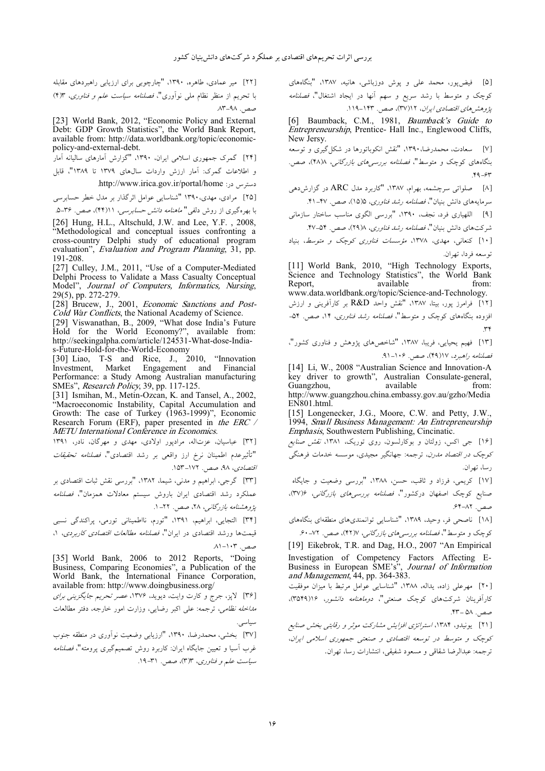[۵] فیض‌پور، محمد علی و پوش دوزباشی، هانیه، ۱۳۸۷، "بنگاه‌های کوچک و متوسط با رشد سریع و سهم آنها در ایجاد اشتغال"، *فصلنامه پژوهش‌های اقتصادی ایران*، ۱۲(۳۷)، صص. ۱۴۳-۱۱۹.

[6] Baumback, C.M., 1981, *Baumback's Guide to Entrepreneurship*, Prentice- Hall Inc., Englewood Cliffs, New Jersey.

[۷] سعادت، محمدرضا، ۱۳۹۰، "نقش انکوباتورها در شکل‌گیری و توسعه بنگاه‌های کوچک و متوسط"، *فصلنامه بررسی‌های بازرگانی*، ۸(۴۸)، صص. ۶۳-۴۹.

[۸] صلواتی سرچشمه، بهرام، ۱۳۸۷، "کاربرد مدل ARC در گزارش‌دهی سرمایه‌های دانش بنیان"، *فصلنامه رشد فناوری*، ۵(۱۵)، صص. ۴۷-۴۱.

[۹] اللهیاری فرد، نجف، ۱۳۹۰، "بررسی الگوی مناسب ساختار سازمانی شرکت‌های دانش بنیان"، *فصلنامه رشد فناوری*، ۸(۲۹)، صص. ۵۴-۴۷.

[۱۰] کنعانی، مهدی، ۱۳۷۸، *مؤسسات فناوری کوچک و متوسط*، بنیاد توسعه فردا، تهران.

[11] World Bank, 2010, "High Technology Exports, Science and Technology Statistics", the World Bank Report, available from: www.data.worldbank.org/topic/Science-and-Technology.

[۱۲] فرامرز پور، بیتا، ۱۳۸۷، "نقش واحد R&D بر کارآفرینی و ارزش افزوده بنگاه‌های کوچک و متوسط"، *فصلنامه رشد فناوری*، ۱۴، صص. ۵۴-۳۴.

[۱۳] فهیم یحیایی، فریبا، ۱۳۸۷، "شاخص‌های پژوهش و فناوری کشور"، *فصلنامه راهبرد*، ۱۷(۴۹)، صص. ۱۰۶-۹۱.

[14] Li, W., 2008 "Australian Science and Innovation-A key driver to growth", Australian Consulate-general, Guangzhou, available from: http://www.guangzhou.china.embassy.gov.au/gzho/Media EN801.html.

[15] Longenecker, J.G., Moore, C.W. and Petty, J.W., 1994, *Small Business Management: An Entrepreneurship Emphasis*, Southwestern Publishing, Cincinatic.

[۱۶] جی اکس، زولتان و بوکارلسون، روی توریک، ۱۳۸۱، *نقش صنایع کوچک در اقتصاد مدرن*، ترجمه: جهانگیر مجیدی، موسسه خدمات فرهنگی رسا، تهران.

[۱۷] کریمی، فرزاد و ثاقب، حسن، ۱۳۸۸، "بررسی وضعیت و جایگاه صنایع کوچک اصفهان درکشور"، *فصلنامه بررسی‌های بازرگانی*، ۶(۳۷)، صص. ۸۲-۶۴.

[۱۸] ناصحی فر، وحید، ۱۳۸۹، "شناسایی توانمندی‌های منطقه‌ای بنگاه‌های کوچک و متوسط"، *فصلنامه بررسی‌های بازرگانی*، ۷(۴۲)، صص. ۷۲-۶۰.

[19] Eikebrok, T.R. and Dag, H.O., 2007 "An Empirical Investigation of Competency Factors Affecting E-Business in European SME's", *Journal of Information and Management*, 44, pp. 364-383.

[۲۰] مهرعلی زاده، یداله، ۱۳۸۸، "شناسایی عوامل مرتبط با میزان موفقیت کارآفرینان شرکت‌های کوچک صنعتی"، *دوماهنامه دانشور*، ۱۶(۳۵۴۹)، صص. ۵۸-۴۳.

[۲۱] یونیدو، ۱۳۸۴، *استراتژی افزایش مشارکت موثر و رقابتی بخش صنایع کوچک و متوسط در توسعه اقتصادی و صنعتی جمهوری اسلامی ایران*، ترجمه: عبدالرضا شقاقی و مسعود شفیقی، انتشارات رسا، تهران.

[۲۲] میر عمادی، طاهره، ۱۳۹۰، "چارچوبی برای ارزیابی راهبردهای مقابله با تحریم از منظر نظام ملی نوآوری"، *فصلنامه سیاست علم و فناوری*، ۳(۴) صص. ۹۸-۸۳.

[23] World Bank, 2012, "Economic Policy and External Debt: GDP Growth Statistics", the World Bank Report, available from: http://data.worldbank.org/topic/economic-policy-and-external-debt.

[۲۴] گمرک جمهوری اسلامی ایران، ۱۳۹۰، "گزارش آمارهای سالیانه آمار و اطلاعات گمرک: آمار ارزش واردات سال‌های ۱۳۷۹ تا ۱۳۸۹"، قابل دسترس در: http://www.irica.gov.ir/portal/home.

[۲۵] مرادی، مهدی، ۱۳۹۰ "شناسایی عوامل اثرگذار بر مدل خطر حسابرسی با بهره‌گیری از روش دلفی" *ماهنامه دانش حسابرسی*، ۱۱(۴۴)، صص. ۳۶-۵.

[26] Hung, H.L., Altschuld, J.W. and Lee, Y.F. , 2008, "Methodological and conceptual issues confronting a cross-country Delphi study of educational program evaluation", *Evaluation and Program Planning*, 31, pp. 191-208.

[27] Culley, J.M., 2011, "Use of a Computer-Mediated Delphi Process to Validate a Mass Casualty Conceptual Model", *Journal of Computers, Informatics, Nursing*, 29(5), pp. 272-279.

[28] Brucew, J., 2001, *Economic Sanctions and Post-Cold War Conflicts*, the National Academy of Science.

[29] Viswanathan, B., 2009, "What dose India's Future Hold for the World Economy?", available from: http://seekingalpha.com/article/124531-What-dose-India-s-Future-Hold-for-the-World-Economy

[30] Liao, T-S and Rice, J., 2010, "Innovation Investment, Market Engagement and Financial Performance: a Study Among Australian manufacturing SMEs", *Research Policy*, 39, pp. 117-125.

[31] Ismihan, M., Metin-Ozcan, K. and Tansel, A., 2002, "Macroeconomic Instability, Capital Accumulation and Growth: The case of Turkey (1963-1999)", Economic Research Forum (ERF), paper presented in *the ERC / METU International Conference in Economics*.

[۳۲] عباسیان، عزت‌اله، مرادپور اولادی، مهدی و مهرگان، نادر، ۱۳۹۱ "تأثیرعدم اطمینان نرخ ارز واقعی بر رشد اقتصادی"، *فصلنامه تحقیقات اقتصادی*، ۹۸، صص. ۱۷۲-۱۵۳.

[۳۳] گرجی، ابراهیم و مدنی، شیما، ۱۳۸۲، "بررسی نقش ثبات اقتصادی بر عملکرد رشد اقتصادی ایران باروش سیستم معادلات همزمان"، *فصلنامه پژوهشنامه بازرگانی*، ۲۸، صص. ۲۲-۱.

[۳۴] التجایی، ابراهیم، ۱۳۹۱، "تورم، نااطمینانی تورمی، پراکندگی نسبی قیمت‌ها ورشد اقتصادی در ایران"، *فصلنامه مطالعات اقتصادی کاربردی*، ۱، صص. ۱۰۳-۸۱.

[35] World Bank, 2006 to 2012 Reports, "Doing Business, Comparing Economies", a Publication of the World Bank, the International Finance Corporation, available from: http://www.doingbusiness.org/

[۳۶] لایز، جرج و کارت وایت، دیوید، ۱۳۷۶، *عصر تحریم جایگزینی برای مداخله نظامی*، ترجمه: علی اکبر رضایی، وزارت امور خارجه، دفتر مطالعات سیاسی.

[۳۷] بخشی، محمدرضا، ۱۳۹۰، "ارزیابی وضعیت نوآوری در منطقه جنوب غرب آسیا و تعیین جایگاه ایران: کاربرد روش تصمیم‌گیری پرومته"، *فصلنامه سیاست علم و فناوری*، ۳(۳)، صص. ۳۱-۱۹.